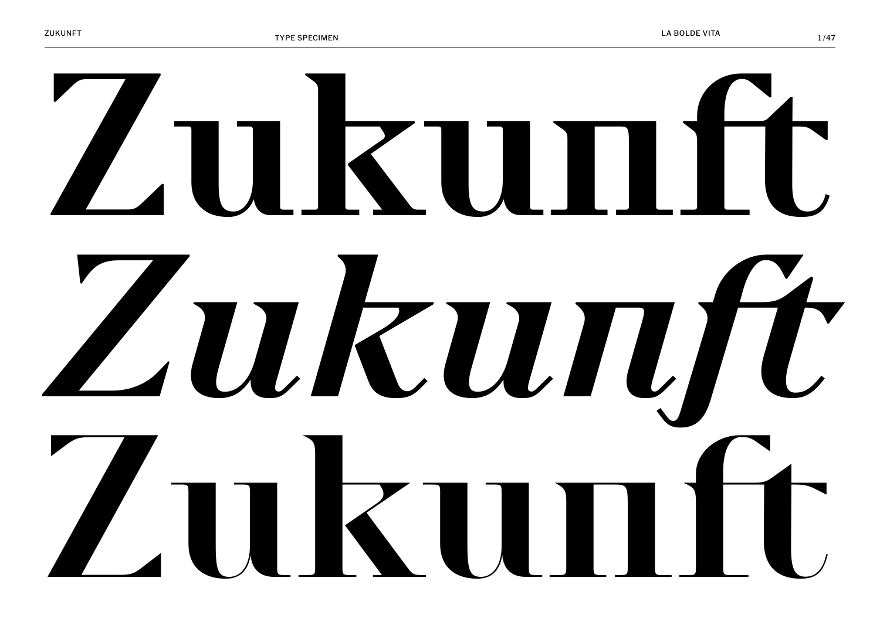Zukunft

*Zukunft*

Zukunft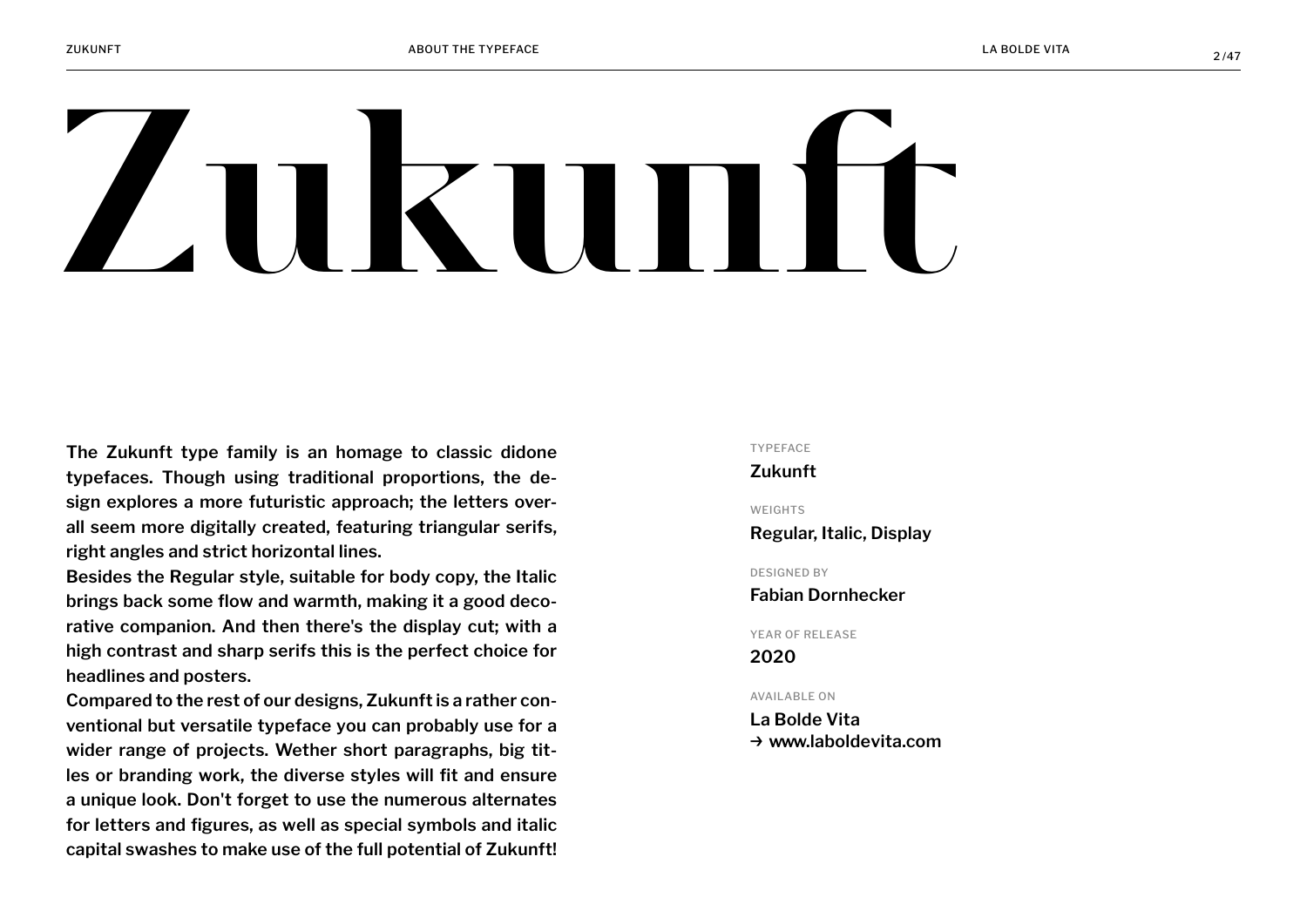# Zukunft

The Zukunft type family is an homage to classic didone typefaces. Though using traditional proportions, the design explores a more futuristic approach; the letters overall seem more digitally created, featuring triangular serifs, right angles and strict horizontal lines.

Besides the Regular style, suitable for body copy, the Italic brings back some flow and warmth, making it a good decorative companion. And then there's the display cut; with a high contrast and sharp serifs this is the perfect choice for headlines and posters.

Compared to the rest of our designs, Zukunft is a rather conventional but versatile typeface you can probably use for a wider range of projects. Wether short paragraphs, big titles or branding work, the diverse styles will fit and ensure a unique look. Don't forget to use the numerous alternates for letters and figures, as well as special symbols and italic capital swashes to make use of the full potential of Zukunft!

TYPEFACE
**Zukunft**

WEIGHTS
**Regular, Italic, Display**

DESIGNED BY
**Fabian Dornhecker**

YEAR OF RELEASE
**2020**

AVAILABLE ON
**La Bolde Vita**
**→ www.laboldevita.com**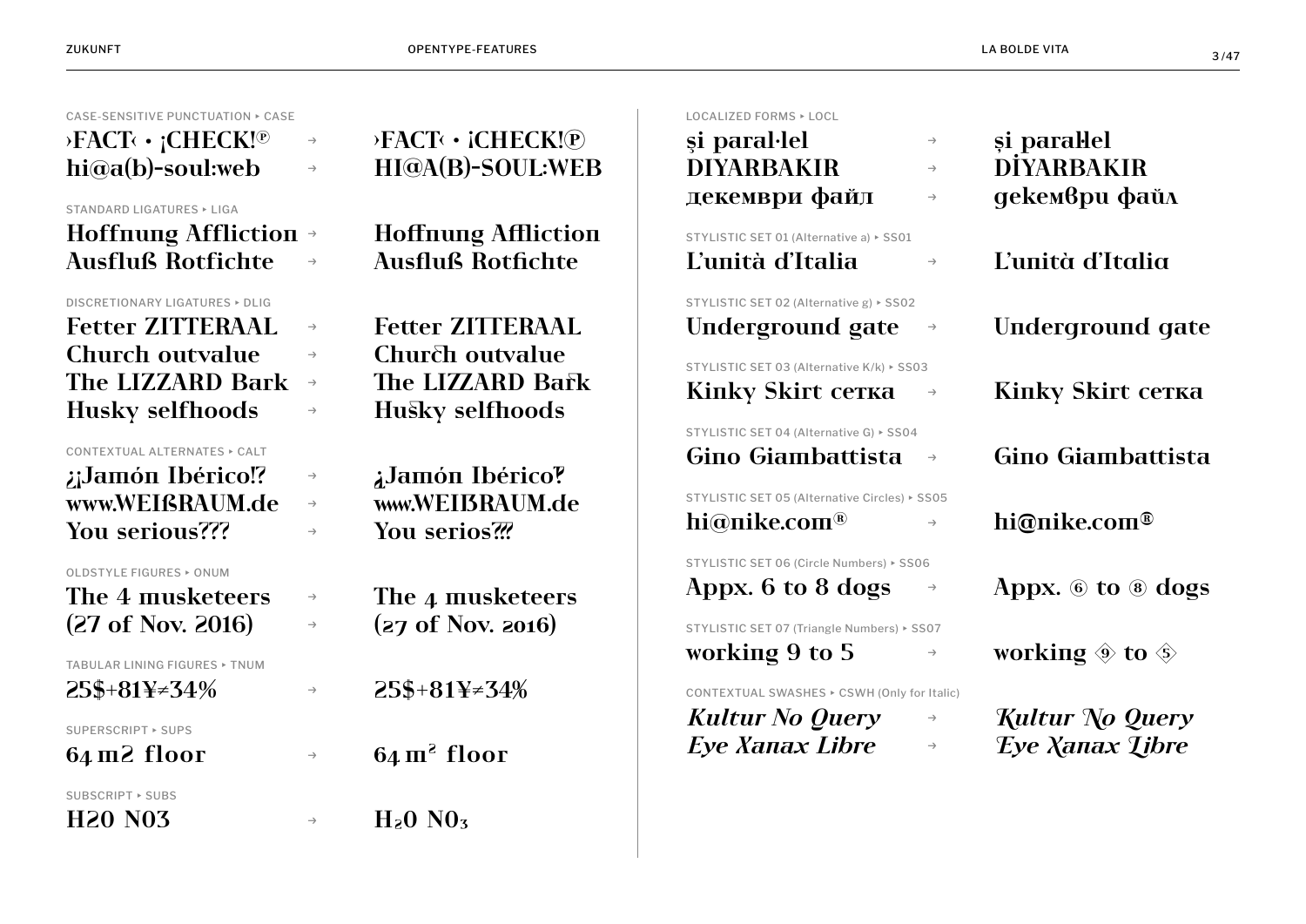CASE-SENSITIVE PUNCTUATION ‣ CASE

›FACT‹ • ¡CHECK!℗ → ›FACT‹ • ¡CHECK!℗
hi@a(b)-soul:web → HI@A(B)-SOUL:WEB

STANDARD LIGATURES ‣ LIGA

Hoffnung Affliction → Hoffnung Affliction
Ausfluß Rotfichte → Ausfluß Rotfichte

DISCRETIONARY LIGATURES ‣ DLIG

Fetter ZITTERAAL → Fetter ZITTERAAL
Church outvalue → Church outvalue
The LIZZARD Bark → The LIZZARD Bark
Husky selfhoods → Husky selfhoods

CONTEXTUAL ALTERNATES ‣ CALT

¿¡Jamón Ibérico!? → ¿Jamón Ibérico?
www.WEIßRAUM.de → www.WEIßRAUM.de
You serious??? → You serios???

OLDSTYLE FIGURES ‣ ONUM

The 4 musketeers → The 4 musketeers
(27 of Nov. 2016) → (27 of Nov. 2016)

TABULAR LINING FIGURES ‣ TNUM

25$+81¥≠34% → 25$+81¥≠34%

SUPERSCRIPT ‣ SUPS

64 m2 floor → 64 m$^2$ floor

SUBSCRIPT ‣ SUBS

H20 N03 → $H_20$ $N0_3$

LOCALIZED FORMS ‣ LOCL

şi paral·lel → și paral·lel
DIYARBAKIR → DİYARBAKIR
декември файл → декември файл

STYLISTIC SET 01 (Alternative a) ‣ SS01

L'unità d'Italia → L'unità d'Italia

STYLISTIC SET 02 (Alternative g) ‣ SS02

Underground gate → Underground gate

STYLISTIC SET 03 (Alternative K/k) ‣ SS03

Kinky Skirt сетка → Kinky Skirt сетка

STYLISTIC SET 04 (Alternative G) ‣ SS04

Gino Giambattista → Gino Giambattista

STYLISTIC SET 05 (Alternative Circles) ‣ SS05

hi@nike.com® → hi@nike.com®

STYLISTIC SET 06 (Circle Numbers) ‣ SS06

Appx. 6 to 8 dogs → Appx. ⑥ to ⑧ dogs

STYLISTIC SET 07 (Triangle Numbers) ‣ SS07

working 9 to 5 → working 9 to 5

CONTEXTUAL SWASHES ‣ CSWH (Only for Italic)

*Kultur No Query* → *Kultur No Query*
*Eye Xanax Libre* → *Eye Xanax Libre*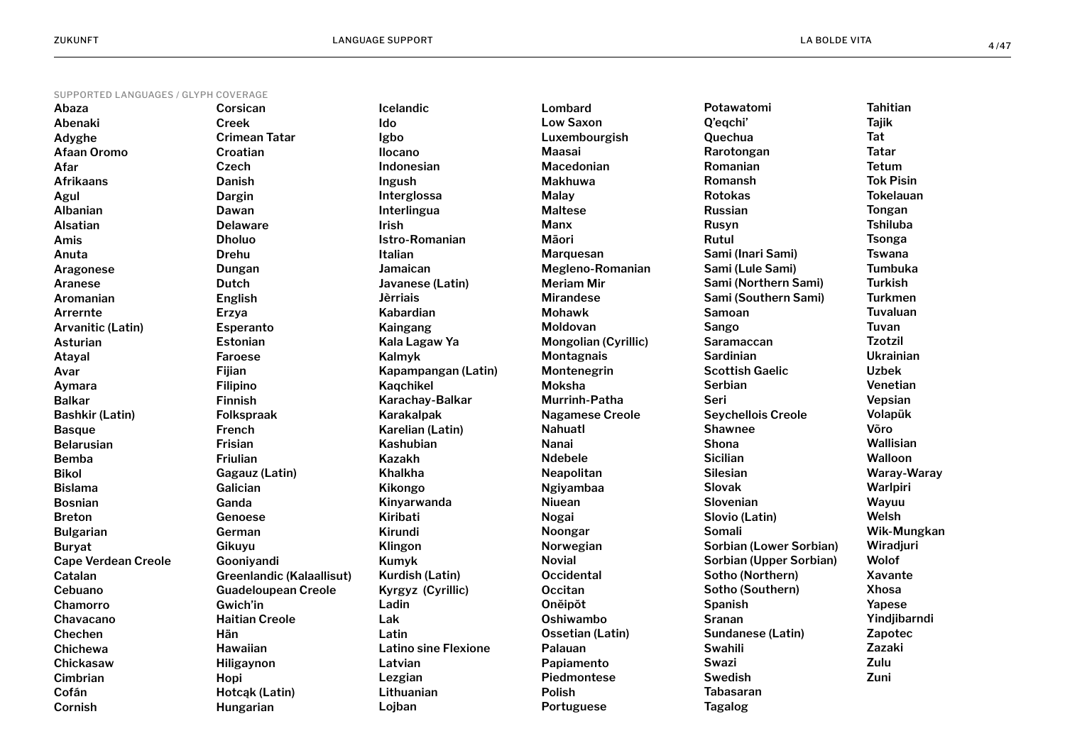SUPPORTED LANGUAGES / GLYPH COVERAGE

Abaza
Abenaki
Adyghe
Afaan Oromo
Afar
Afrikaans
Agul
Albanian
Alsatian
Amis
Anuta
Aragonese
Aranese
Aromanian
Arrernte
Arvanitic (Latin)
Asturian
Atayal
Avar
Aymara
Balkar
Bashkir (Latin)
Basque
Belarusian
Bemba
Bikol
Bislama
Bosnian
Breton
Bulgarian
Buryat
Cape Verdean Creole
Catalan
Cebuano
Chamorro
Chavacano
Chechen
Chichewa
Chickasaw
Cimbrian
Cofán
Cornish
Corsican
Creek
Crimean Tatar
Croatian
Czech
Danish
Dargin
Dawan
Delaware
Dholuo
Drehu
Dungan
Dutch
English
Erzya
Esperanto
Estonian
Faroese
Fijian
Filipino
Finnish
Folkspraak
French
Frisian
Friulian
Gagauz (Latin)
Galician
Ganda
Genoese
German
Gikuyu
Gooniyandi
Greenlandic (Kalaallisut)
Guadeloupean Creole
Gwich'in
Haitian Creole
Hän
Hawaiian
Hiligaynon
Hopi
Hotcąk (Latin)
Hungarian
Icelandic
Ido
Igbo
Ilocano
Indonesian
Ingush
Interglossa
Interlingua
Irish
Istro-Romanian
Italian
Jamaican
Javanese (Latin)
Jèrriais
Kabardian
Kaingang
Kala Lagaw Ya
Kalmyk
Kapampangan (Latin)
Kaqchikel
Karachay-Balkar
Karakalpak
Karelian (Latin)
Kashubian
Kazakh
Khalkha
Kikongo
Kinyarwanda
Kiribati
Kirundi
Klingon
Kumyk
Kurdish (Latin)
Kyrgyz (Cyrillic)
Ladin
Lak
Latin
Latino sine Flexione
Latvian
Lezgian
Lithuanian
Lojban
Lombard
Low Saxon
Luxembourgish
Maasai
Macedonian
Makhuwa
Malay
Maltese
Manx
Māori
Marquesan
Megleno-Romanian
Meriam Mir
Mirandese
Mohawk
Moldovan
Mongolian (Cyrillic)
Montagnais
Montenegrin
Moksha
Murrinh-Patha
Nagamese Creole
Nahuatl
Nanai
Ndebele
Neapolitan
Ngiyambaa
Niuean
Nogai
Noongar
Norwegian
Novial
Occidental
Occitan
Oněipŏt
Oshiwambo
Ossetian (Latin)
Palauan
Papiamento
Piedmontese
Polish
Portuguese
Potawatomi
Q'eqchi'
Quechua
Rarotongan
Romanian
Romansh
Rotokas
Russian
Rusyn
Rutul
Sami (Inari Sami)
Sami (Lule Sami)
Sami (Northern Sami)
Sami (Southern Sami)
Samoan
Sango
Saramaccan
Sardinian
Scottish Gaelic
Serbian
Seri
Seychellois Creole
Shawnee
Shona
Sicilian
Silesian
Slovak
Slovenian
Slovio (Latin)
Somali
Sorbian (Lower Sorbian)
Sorbian (Upper Sorbian)
Sotho (Northern)
Sotho (Southern)
Spanish
Sranan
Sundanese (Latin)
Swahili
Swazi
Swedish
Tabasaran
Tagalog
Tahitian
Tajik
Tat
Tatar
Tetum
Tok Pisin
Tokelauan
Tongan
Tshiluba
Tsonga
Tswana
Tumbuka
Turkish
Turkmen
Tuvaluan
Tuvan
Tzotzil
Ukrainian
Uzbek
Venetian
Vepsian
Volapük
Võro
Wallisian
Walloon
Waray-Waray
Warlpiri
Wayuu
Welsh
Wik-Mungkan
Wiradjuri
Wolof
Xavante
Xhosa
Yapese
Yindjibarndi
Zapotec
Zazaki
Zulu
Zuni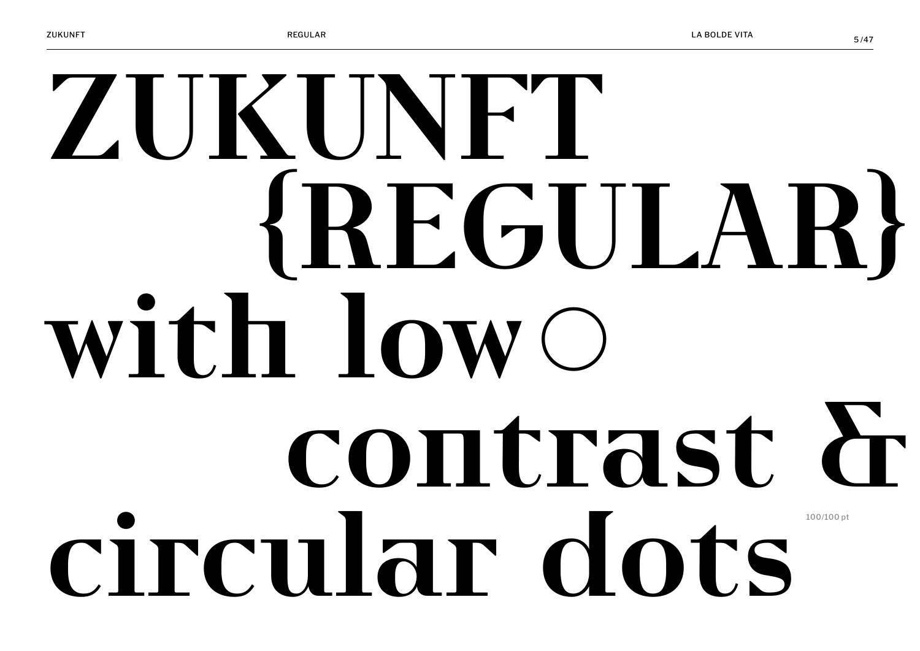# ZUKUNFT {REGULAR} with low○ contrast & circular dots

100/100 pt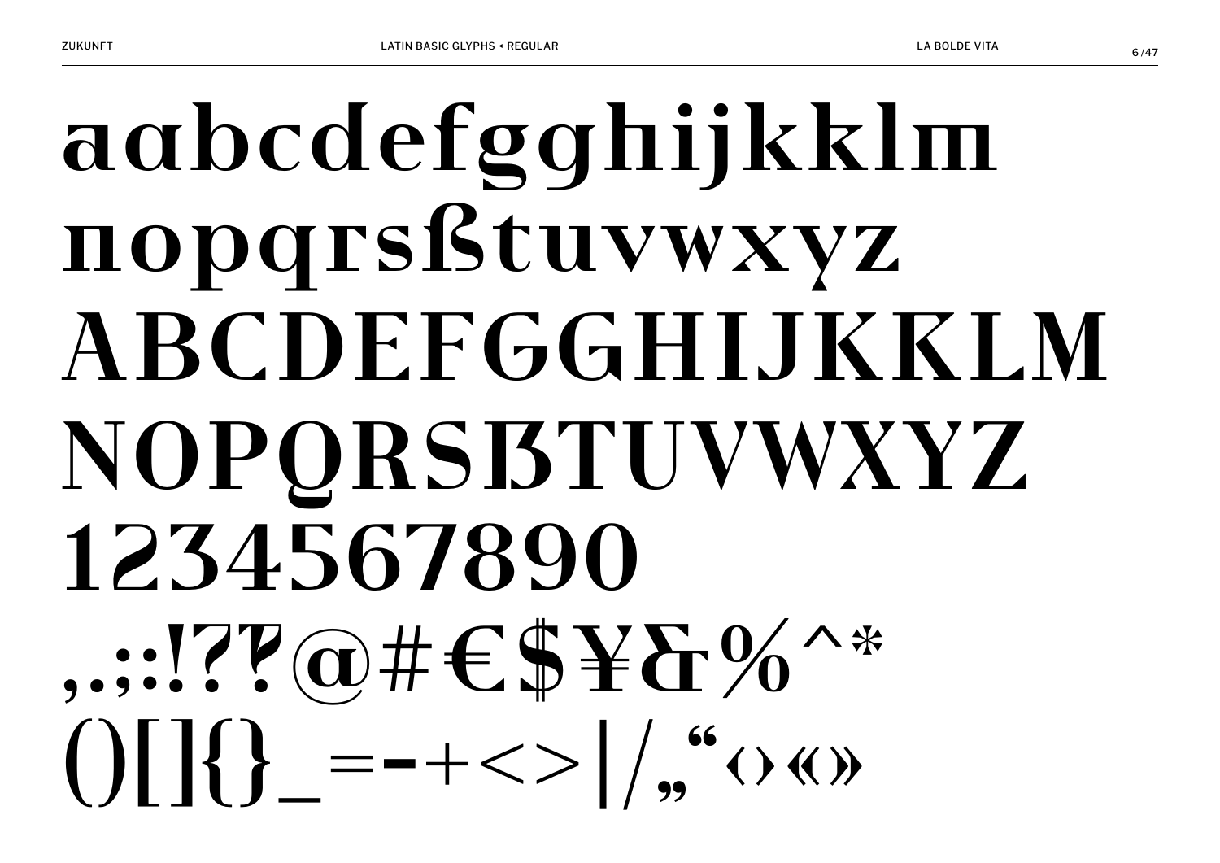aαbcdefgghijkklm
nopqrsßtuvwxyz
ABCDEFGGHIJKKLM
NOPQRSẞTUVWXYZ
1234567890
,.;:!??@#€$¥&%^*
()[]{}_=-+<>|/„“‹›«»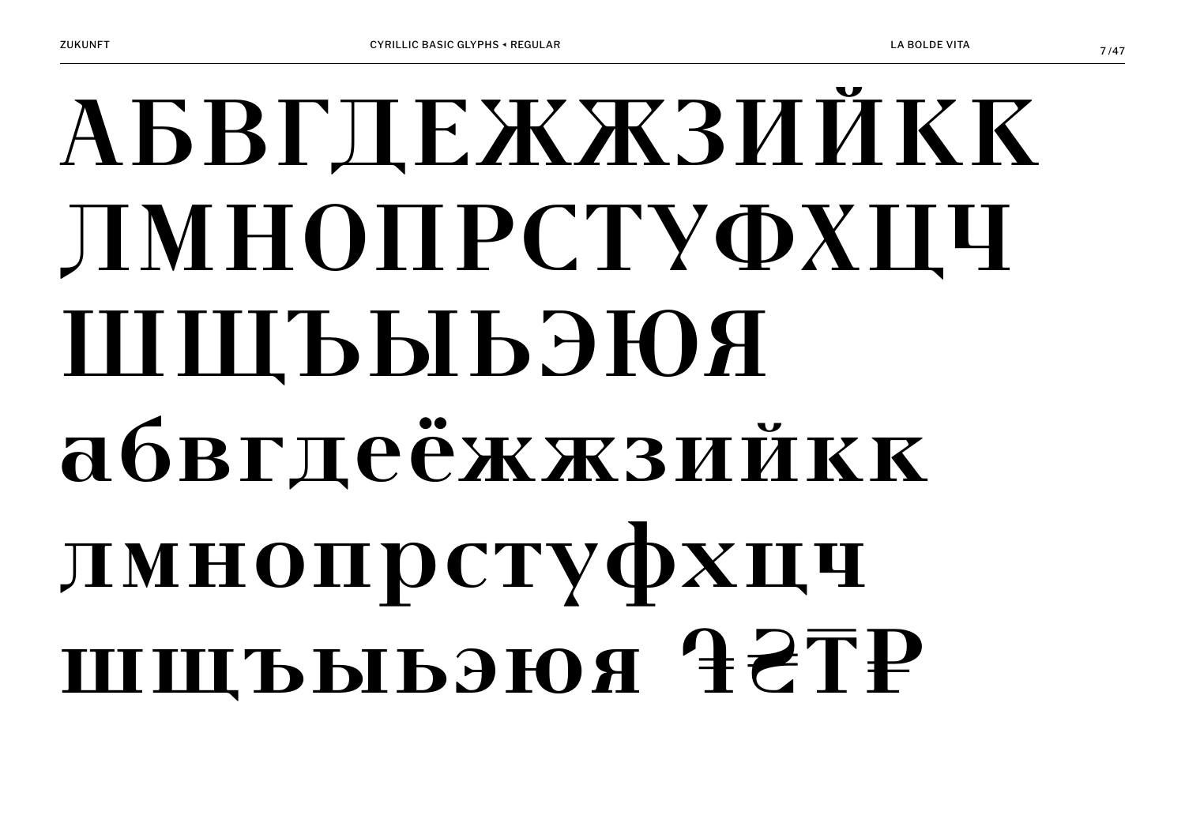АБВГДЕЖЖЗИЙКК
ЛМНОПРСТУФХЦЧ
ШЩЪЫЬЭЮЯ
абвгдеёжжзийкк
лмнопрстуфхцч
шщъыьэюя ֏₴₸₽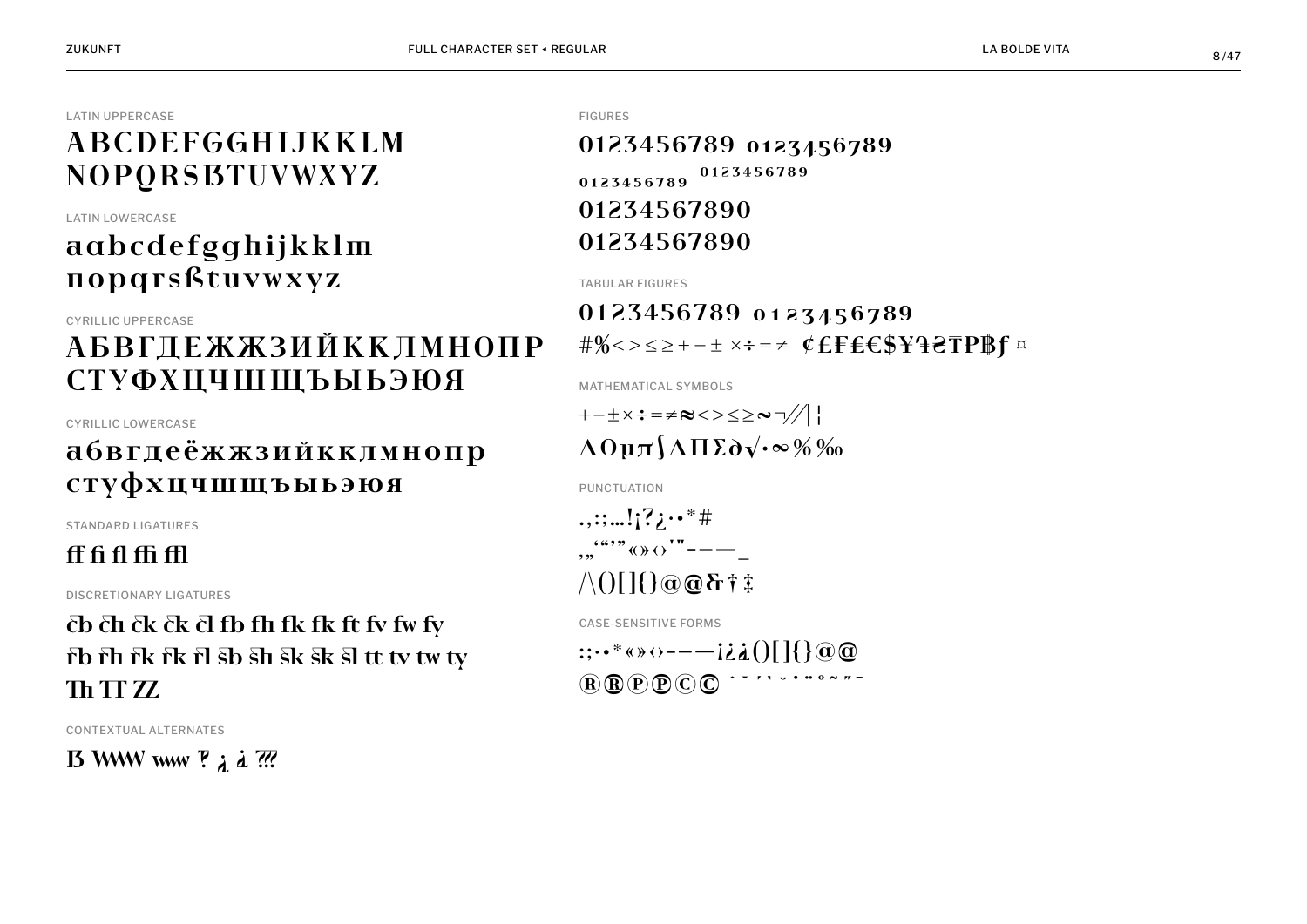## LATIN UPPERCASE

ABCDEFGGHIJKKLM
NOPQRSẞTUVWXYZ

## LATIN LOWERCASE

aɑbcdefgghijkklm
nopqrsßtuvwxyz

## CYRILLIC UPPERCASE

АБВГДЕЖЖЗИЙККЛМНОПР
СТУФХЦЧШЩЪЫЬЭЮЯ

## CYRILLIC LOWERCASE

абвгдеёжжзийкклмнопр
стуфхцчшщъыьэюя

## STANDARD LIGATURES

ff fi fl ffi ffl

## DISCRETIONARY LIGATURES

cb ch ck ck cl fb fh fk fk ft fv fw fy
rb rh rk rk rl sb sh sk sk sl tt tv tw ty
Th TT ZZ

## CONTEXTUAL ALTERNATES

ẞ WWW www ‽ ¿ ¿ ???

## FIGURES

0123456789 0123456789
0123456789 0123456789
01234567890
01234567890

## TABULAR FIGURES

0123456789 0123456789
#%<>≤≥+−±×÷=≠ ¢£₣₤€$¥₹₴₮₱₿ƒ ¤

## MATHEMATICAL SYMBOLS

+−±×÷=≠≈<>≤≥~¬∕/|¦
ΔΩµπ∫∆∏∑∂√·∞%‰

## PUNCTUATION

.,:;…!¡?¿·•*#
‚„‘“’”«»‹›'"-–—_
/\()[]{}@@&†‡

## CASE-SENSITIVE FORMS

:;·•*«»‹›-–—¡¿¿()[]{}@@
®®℗℗©© ˆˇ´`˘˙¨˚˜˝¯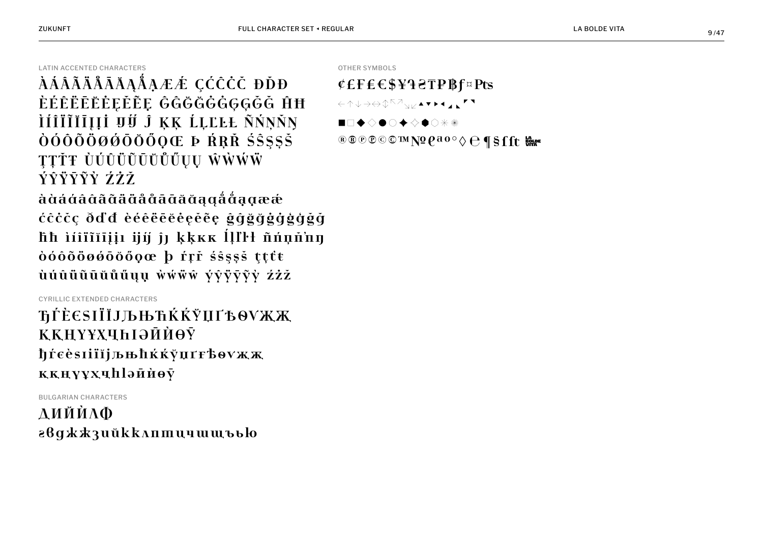## LATIN ACCENTED CHARACTERS

ÀÁÂÃÄÅĀĂĄǺĄ̈ÆǼ ÇĆĈĊČ ÐĎĐ
ÈÉÊËĒĔĖĘĚẼĘ̈ ĜĜĞĞĠĠĢĢǦǦ ĤĦ
ÌÍÎÏĨĬĮĮİ ĲĲ́ Ĵ ĶĶ ĹĻĽĿŁ ÑŃŅŇŅ
ÒÓÔÕÖØǾŌŎŐǪŒ Þ ŔŖŘ ŚŜŞȘŠ
ŢȚŤŦ ÙÚÛÜŨŪŬŮŰŲŲ ŴẀẂẄ
ÝŶŸȲỸỲ ŹŻŽ
àaááâaãäääåååāāăăąąǻǻąąæǽ
ćĉċčç ðďđ èéêëēĕėęěẽę ĝĝğğġġģģǧǧ
ĥħ ìíîïĩĭįįı ĳĳ́ ĵȷ ķķĸĸ ĺļľŀł ñńņňŉŋ
òóôõöøǿōŏőǫœ þ ŕŗř śŝşșš ţțťŧ
ùúûüũūŭůűųų ẁẃẅŵ ýŷÿȳỹỳ źżž

## CYRILLIC EXTENDED CHARACTERS

ЂЃЀЄЅІЇЍЈЉЊЋЌЌЎЏҐѢѲѴЖҖ
ҚҚҢҮҰХҶҺІӘӢЍѲӮ
ђѓѐєѕіїїјљњћќќўџґѣѳѵжҗ
ққңүұхҷһӏәӣѝѳӯ

## BULGARIAN CHARACTERS

ДИЙЍЛФ
гвджжзийкклптцчшщъью

## OTHER SYMBOLS

¢£₣₤€$¥₰₴₸₱₿ƒ¤₧
←↑↓→↔↕↖↗↘↙▲▼▶◀◢◣◤◥
■□◆◇●○✦✧⬢⬡✳✴
®®℗℗©©™№℮ªº°◊℮¶§ﬀﬅ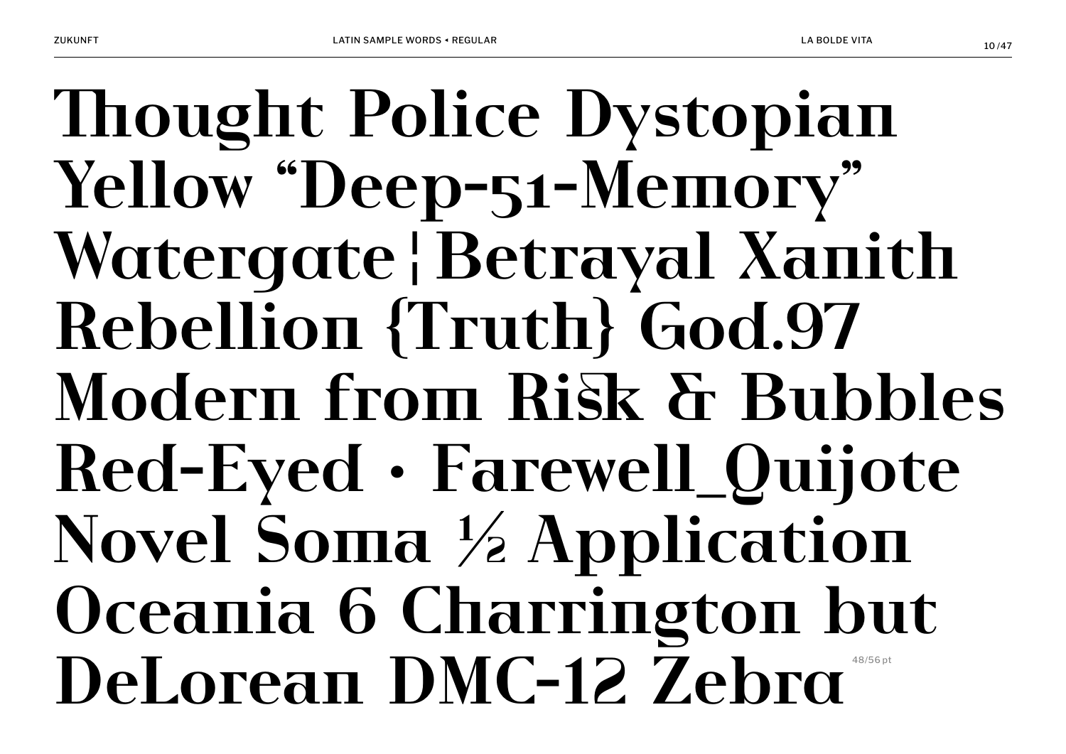Thought Police Dystopian
Yellow “Deep-51-Memory”
Watergate ¦ Betrayal Xanith
Rebellion {Truth} God.97
Modern from Risk & Bubbles
Red-Eyed · Farewell_Quijote
Novel Soma ½ Application
Oceania 6 Charrington but
DeLorean DMC-12 Zebra

48/56 pt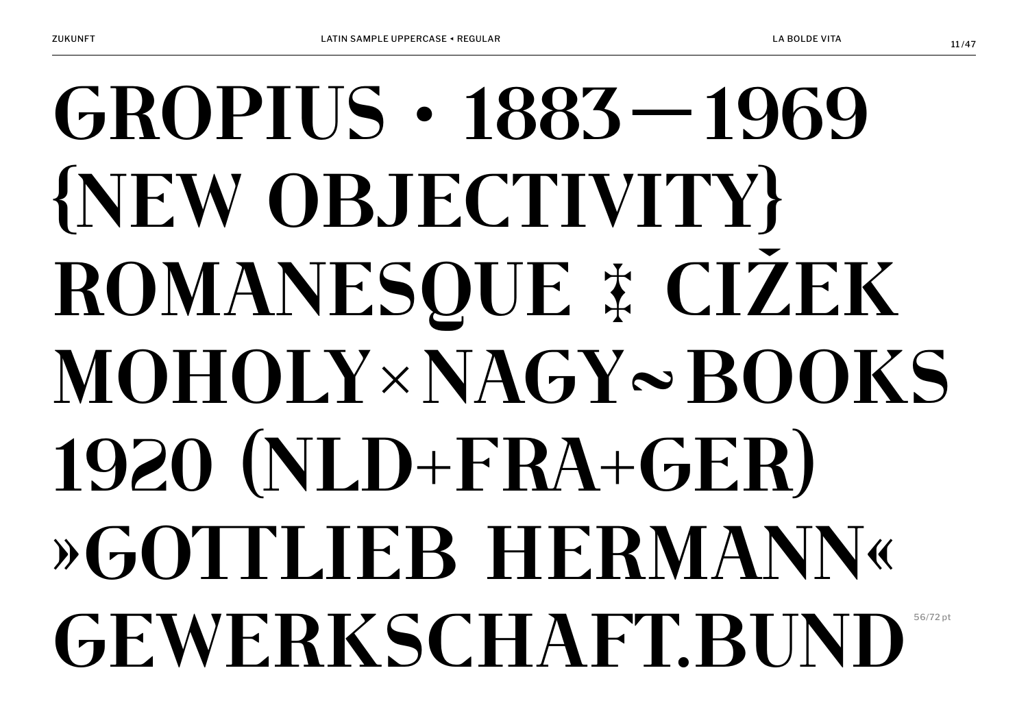GROPIUS · 1883—1969
{NEW OBJECTIVITY}
ROMANESQUE ‡ CIŽEK
MOHOLY×NAGY~BOOKS
1920 (NLD+FRA+GER)
»GOTTLIEB HERMANN«
GEWERKSCHAFT.BUND

56/72 pt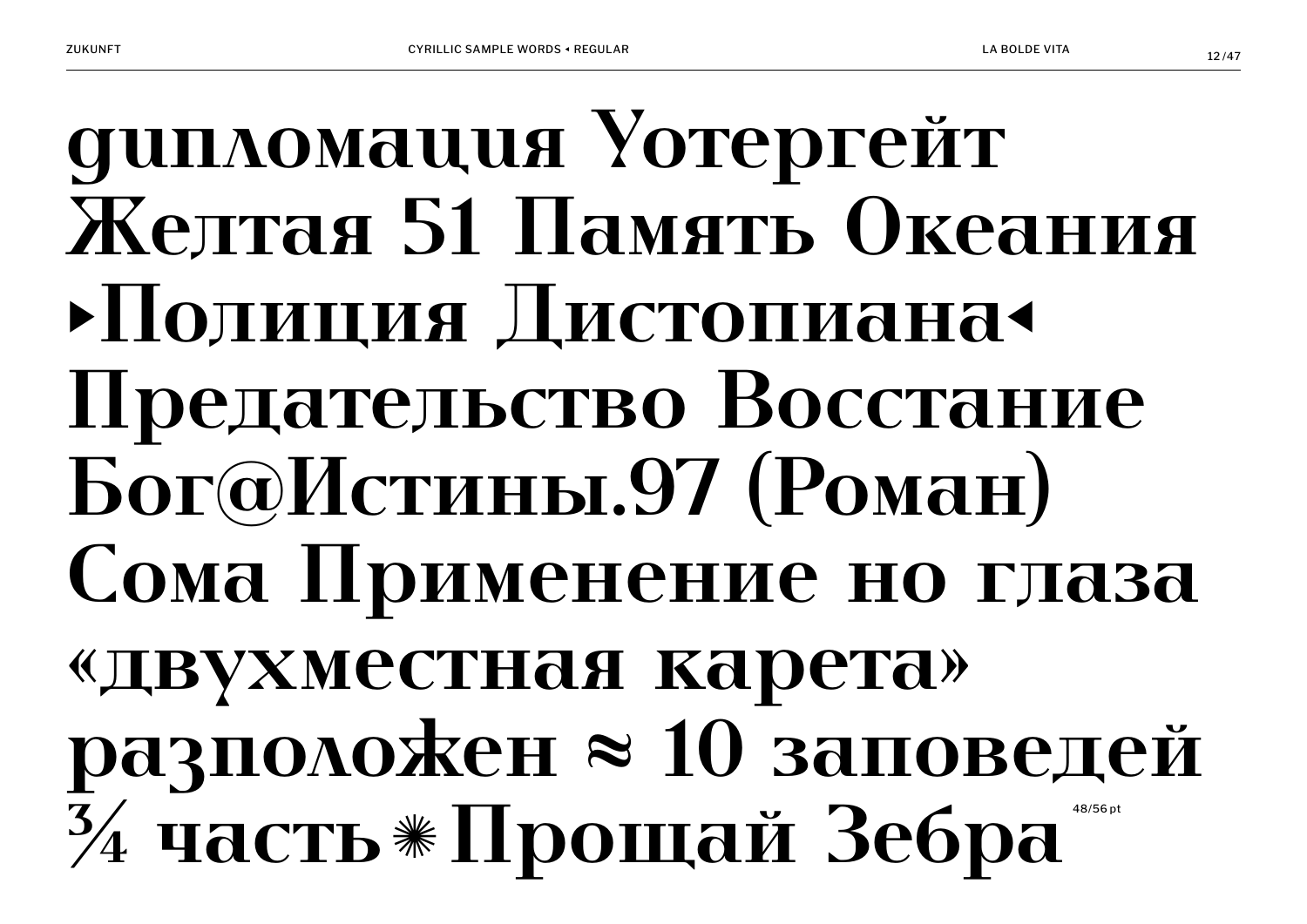дипломация Уотергейт
Желтая 51 Память Океания
▸Полиция Дистопиана◂
Предательство Восстание
Бог@Истины.97 (Роман)
Сома Применение но глаза
«двухместная карета»
разположен ≈ 10 заповедей
¾ часть✳Прощай Зебра

48/56 pt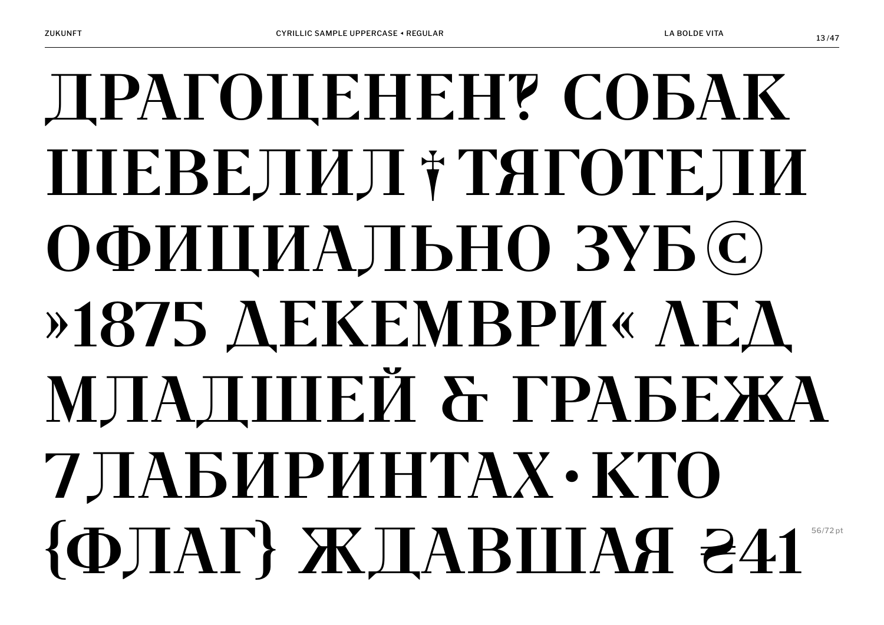ДРАГОЦЕНЕНҐ СОБАК
ШЕВЕЛИЛ ‡ ТЯГОТЕЛИ
ОФИЦИАЛЬНО ЗҮБ ©
»1875 ДЕКЕМВРИ« ЛЕД
МЛАДШЕЙ & ГРАБЕЖА
7 ЛАБИРИНТАХ · КТО
{ФЛАГ} ЖДАВШАЯ ₴41

56/72 pt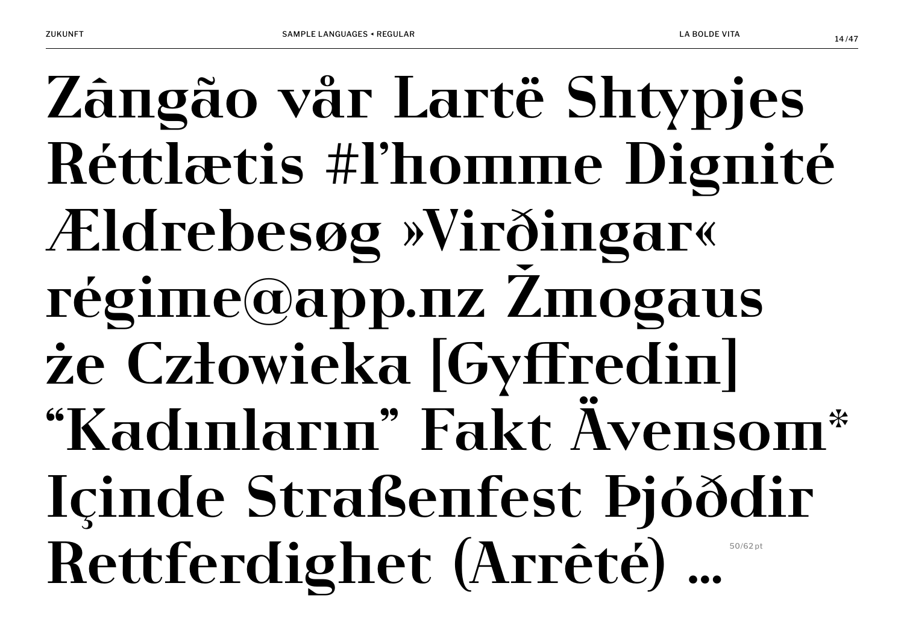Zângão vår Lartë Shtypjes
Réttlætis #l'homme Dignité
Ældrebesøg »Virðingar«
régime@app.nz Žmogaus
że Człowieka [Gyffredin]
"Kadınların" Fakt Ävensom*
Içinde Straßenfest Þjóðdir
Rettferdighet (Arrêté) …

50/62 pt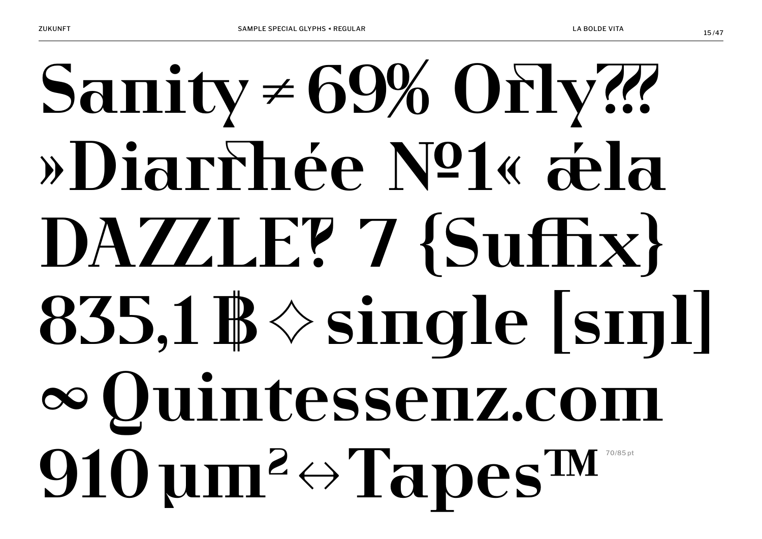Sanity ≠ 69% Orly⁇
»Diarrhée №1« æla
DAZZLE‽ 7 {Suffix}
835,1 ฿ ✧ single [sɪŋl]
∞ Quintessenz.com
910 µm² ↔ Tapes™

70/85 pt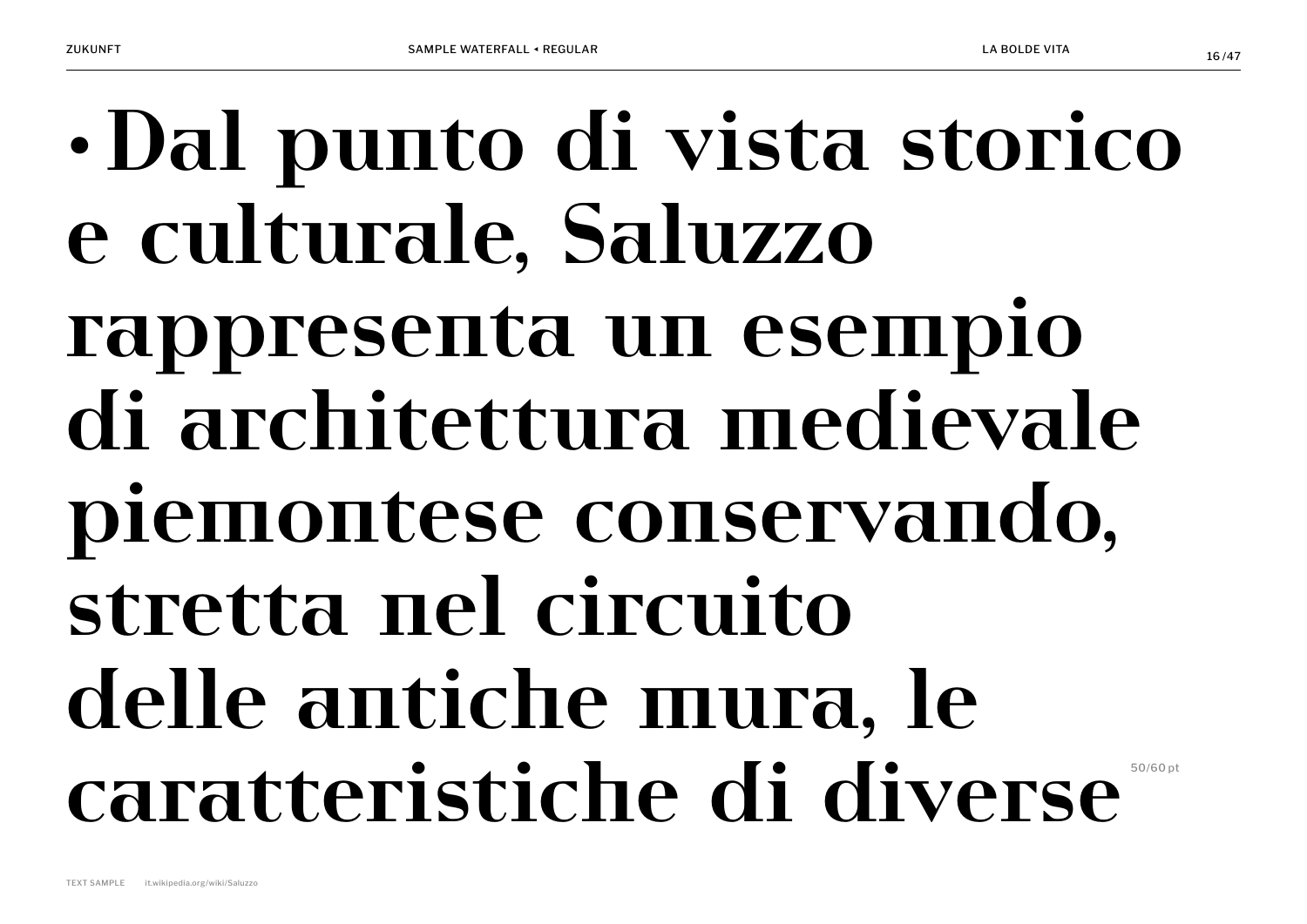• Dal punto di vista storico e culturale, Saluzzo rappresenta un esempio di architettura medievale piemontese conservando, stretta nel circuito delle antiche mura, le caratteristiche di diverse

50/60 pt

TEXT SAMPLE it.wikipedia.org/wiki/Saluzzo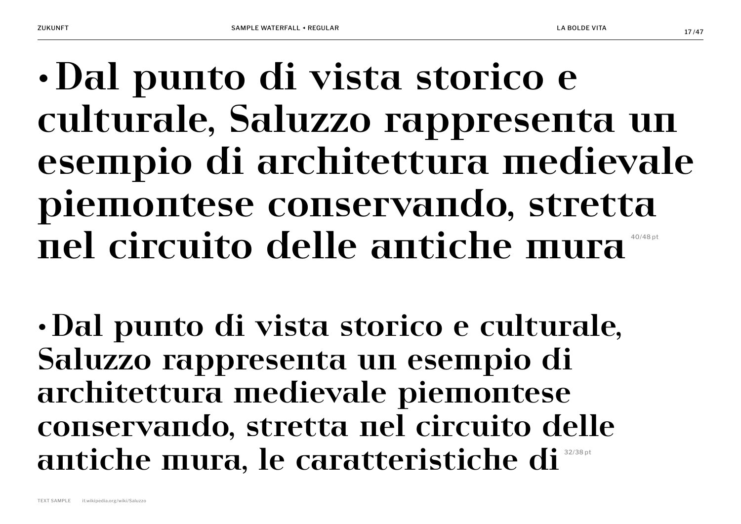• Dal punto di vista storico e culturale, Saluzzo rappresenta un esempio di architettura medievale piemontese conservando, stretta nel circuito delle antiche mura

40/48 pt

• Dal punto di vista storico e culturale, Saluzzo rappresenta un esempio di architettura medievale piemontese conservando, stretta nel circuito delle antiche mura, le caratteristiche di

32/38 pt

TEXT SAMPLE it.wikipedia.org/wiki/Saluzzo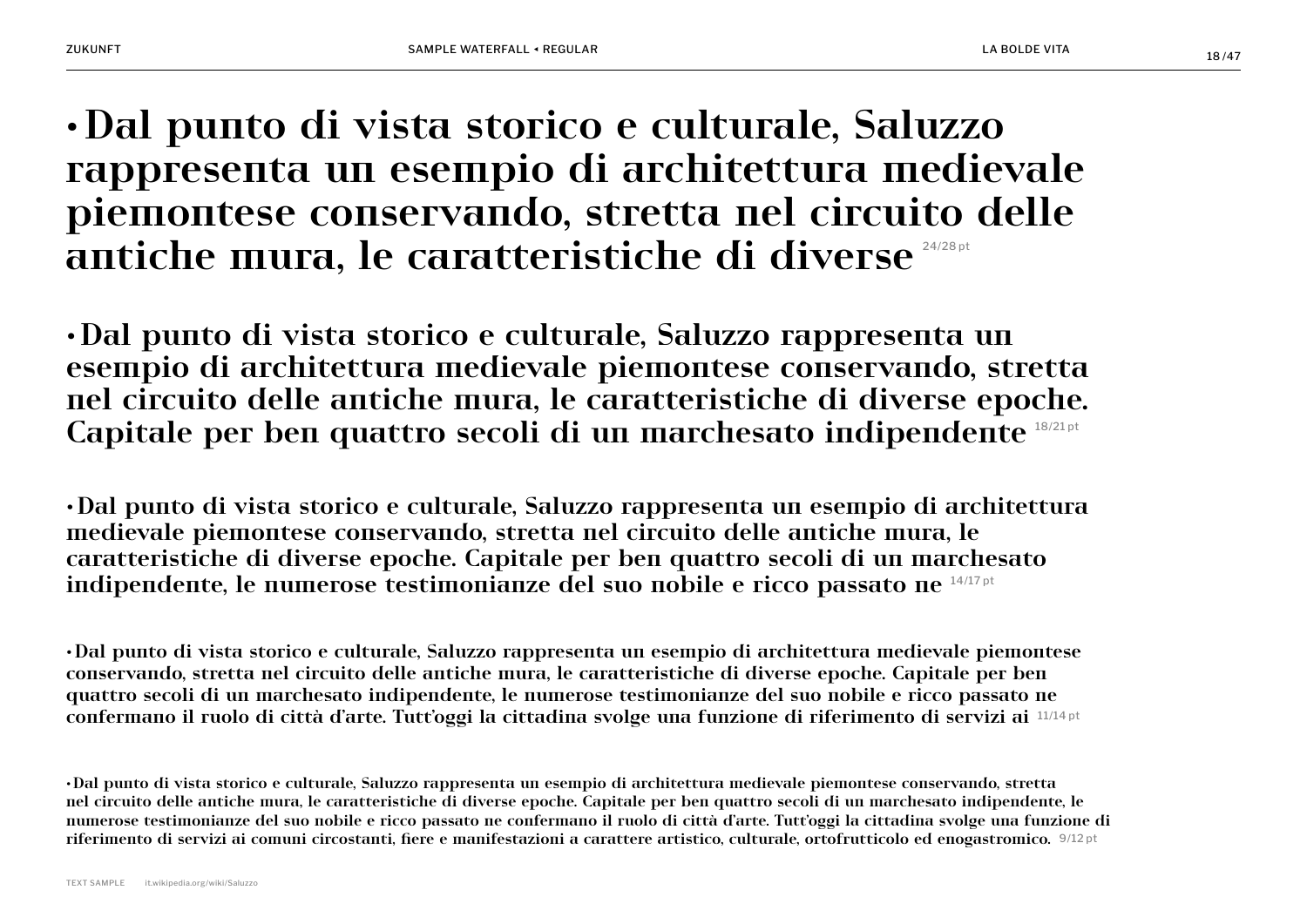•Dal punto di vista storico e culturale, Saluzzo rappresenta un esempio di architettura medievale piemontese conservando, stretta nel circuito delle antiche mura, le caratteristiche di diverse 24/28 pt

•Dal punto di vista storico e culturale, Saluzzo rappresenta un esempio di architettura medievale piemontese conservando, stretta nel circuito delle antiche mura, le caratteristiche di diverse epoche. Capitale per ben quattro secoli di un marchesato indipendente 18/21 pt

•Dal punto di vista storico e culturale, Saluzzo rappresenta un esempio di architettura medievale piemontese conservando, stretta nel circuito delle antiche mura, le caratteristiche di diverse epoche. Capitale per ben quattro secoli di un marchesato indipendente, le numerose testimonianze del suo nobile e ricco passato ne 14/17 pt

•Dal punto di vista storico e culturale, Saluzzo rappresenta un esempio di architettura medievale piemontese conservando, stretta nel circuito delle antiche mura, le caratteristiche di diverse epoche. Capitale per ben quattro secoli di un marchesato indipendente, le numerose testimonianze del suo nobile e ricco passato ne confermano il ruolo di città d'arte. Tutt'oggi la cittadina svolge una funzione di riferimento di servizi ai 11/14 pt

•Dal punto di vista storico e culturale, Saluzzo rappresenta un esempio di architettura medievale piemontese conservando, stretta nel circuito delle antiche mura, le caratteristiche di diverse epoche. Capitale per ben quattro secoli di un marchesato indipendente, le numerose testimonianze del suo nobile e ricco passato ne confermano il ruolo di città d'arte. Tutt'oggi la cittadina svolge una funzione di riferimento di servizi ai comuni circostanti, fiere e manifestazioni a carattere artistico, culturale, ortofrutticolo ed enogastromico. 9/12 pt

TEXT SAMPLE it.wikipedia.org/wiki/Saluzzo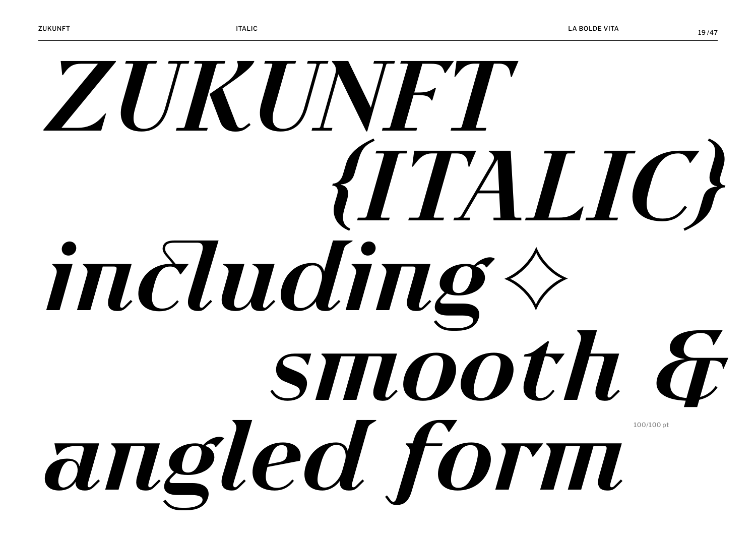*ZUKUNFT {ITALIC} including ✧ smooth & angled form*

100/100 pt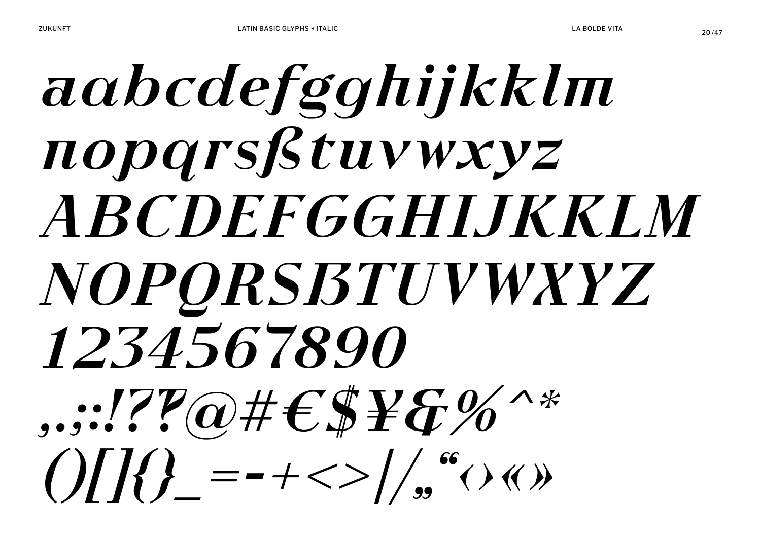aabcdefgghijkklm
nopqrsßtuvwxyz
ABCDEFGGHIJKKLM
NOPQRSẞTUVWXYZ
1234567890
,.;:.!??@#€$¥&%^*
()[]{}_=-+<>|/„“‹›«»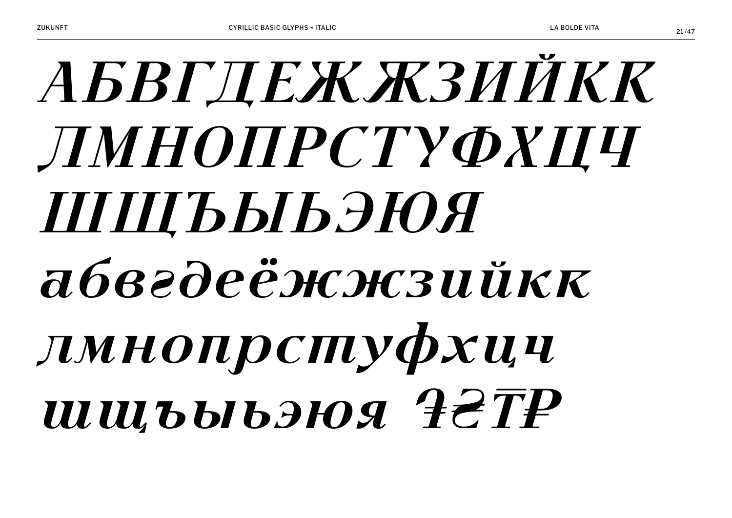*АБВГДЕЖЖЗИЙКК*

*ЛМНОПРСТУФХЦЧ*

*ШЩЪЫЬЭЮЯ*

*абвгдеёжжзийкк*

*лмнопрстуфхцч*

*шщъыьэюя ₾₴₸₽*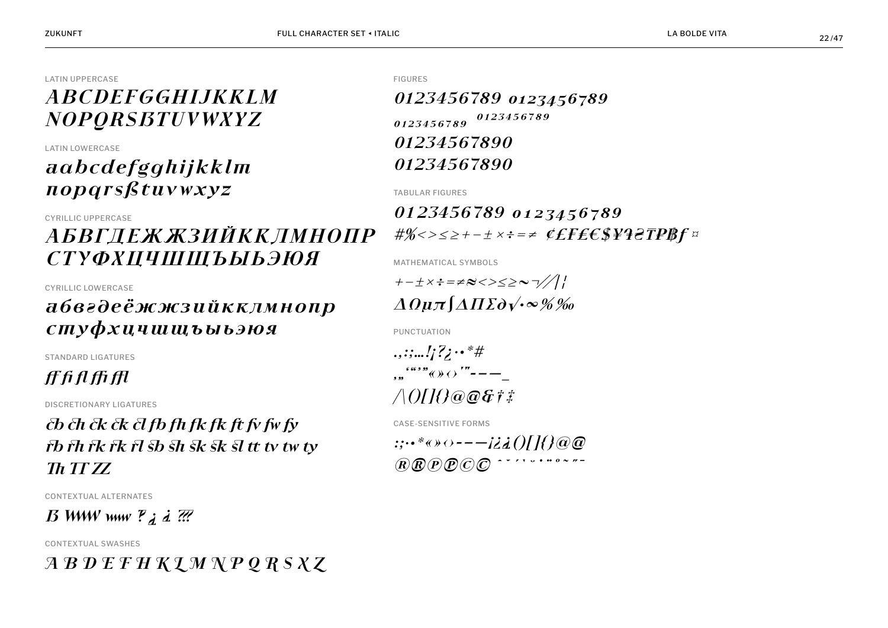LATIN UPPERCASE

*ABCDEFGGHIJKKLM NOPQRSBTUVWXYZ*

LATIN LOWERCASE

*aabcdefgghijkklm nopqrsßtuvwxyz*

CYRILLIC UPPERCASE

*АБВГДЕЖЖЗИЙККЛМНОПР СТУФХЦЧШЩЪЫЬЭЮЯ*

CYRILLIC LOWERCASE

*абвгдеёжжзийкклмнопр стуфхцчшщъыьэюя*

STANDARD LIGATURES

*ff fi fl ffi ffl*

DISCRETIONARY LIGATURES

*cb ch ck ck cl fb fh fk fk ft fv fw fy*
*rb rh rk rk rl sb sh sk sk sl tt tv tw ty*
*Th TT ZZ*

CONTEXTUAL ALTERNATES

*B WWW www ? ¿ ¿ ???*

CONTEXTUAL SWASHES

*A B D E F H K L M N P Q R S X Z*

FIGURES

*0123456789 0123456789*
*0123456789 0123456789*
*01234567890*
*01234567890*

TABULAR FIGURES

*0123456789 0123456789*
*#%<>≤≥+−±×÷=≠ ¢£₣₤€$¥₮₴₸₽₱₿ƒ ¤*

MATHEMATICAL SYMBOLS

*+−±×÷=≠≈<>≤≥~¬⁄/|¦*
*∆Ωμπ∫∆∏∑∂√·∞%‰*

PUNCTUATION

*.,:;…!¡?¿·•*#*
*‚„‘“’”«»‹›'"‐–—_*
*/\()[]{}@@&†‡*

CASE-SENSITIVE FORMS

*:;·•*«»‹›‐–—¡¿¿()[]{}@@*
*®®℗℗©© ˆˇ´`˘˙¨˚˜˝¯*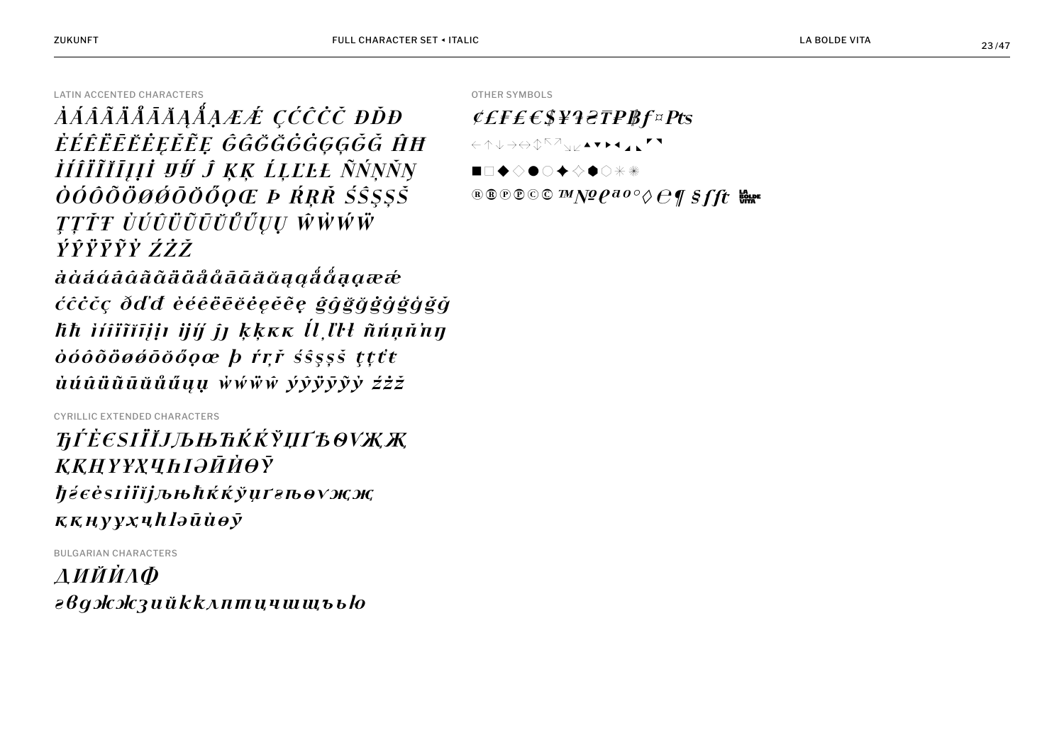## LATIN ACCENTED CHARACTERS

ÀÁÂÃÄÅĀĂĄǺẠÆǼ ÇĆĈĊČ ÐĎĐ
ÈÉÊËĒĔĖĘĚẼẸ ĜĞĞĠĢĢĞǦ ĤĦ
ÌÍÎÏĨĪĮỊİ ĲĲ́ Ĵ ĶĶ ĹĻĽĿŁ ÑŃŅŇŊ
ÒÓÔÕÖØǾŌŎŐỌŒ Þ ŔŖŘ ŚŜŞȘŠ
ŢȚŤŦ ÙÚÛÜŨŪŬŮŰŲỤ ŴẆẂẄ
ÝŶŸȲỸẎ ŹŻŽ

àáâãäåāăąǻạæǽ
ćĉċčç ðďđ èéêëēĕėęěẽẹ ĝğġģǧ
ĥħ ìíîïĩīįịı ĳĳ́ ĵȷ ķķĸ ĺļľŀł ñńņňŉŋ
òóôõöøǿōŏőọœ þ ŕŗř śŝşșš ţțťŧ
ùúûüũūŭůűųụ ẁẃẅŵ ýŷÿȳỹẏ źżž

## CYRILLIC EXTENDED CHARACTERS

ЂЃЀЄЅІЇЍЈЉЊЋЌЌЎЏҐѢѲѴҖҖ
ҚҚҢҮҰХҶҺӀӘӢӤӨӮ
ђѓѐєѕіїѝјљњћќќўџґѣѳѵҗҗ
ққңүұхҷһӏәӣӥөӯ

## BULGARIAN CHARACTERS

ДИЙЍЛФ
гвджжзийкклптцчшщъью

## OTHER SYMBOLS

¢£₣₤€$¥₮₴₸₱₽₿ƒ¤₧
←↑↓→↔↕↖↗↘↙▲▼▶◀◢◣◤◥
■□◆◇●○✦✧⬢⬡✳✴
®Ⓡ℗Ⓟ©Ⓒ™№℮ªº°◊℮¶ §ſſt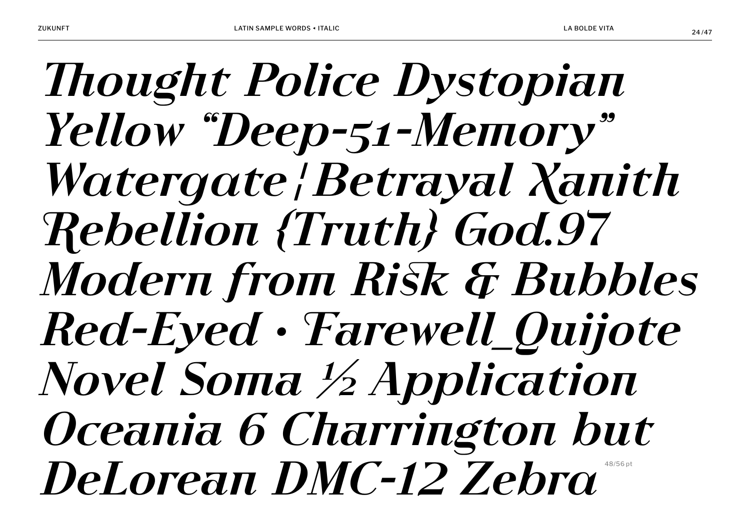*Thought Police Dystopian*
*Yellow “Deep-51-Memory”*
*Watergate¦Betrayal Xanith*
*Rebellion {Truth} God.97*
*Modern from Risk & Bubbles*
*Red-Eyed • Farewell_Quijote*
*Novel Soma ½ Application*
*Oceania 6 Charrington but*
*DeLorean DMC-12 Zebra*

48/56 pt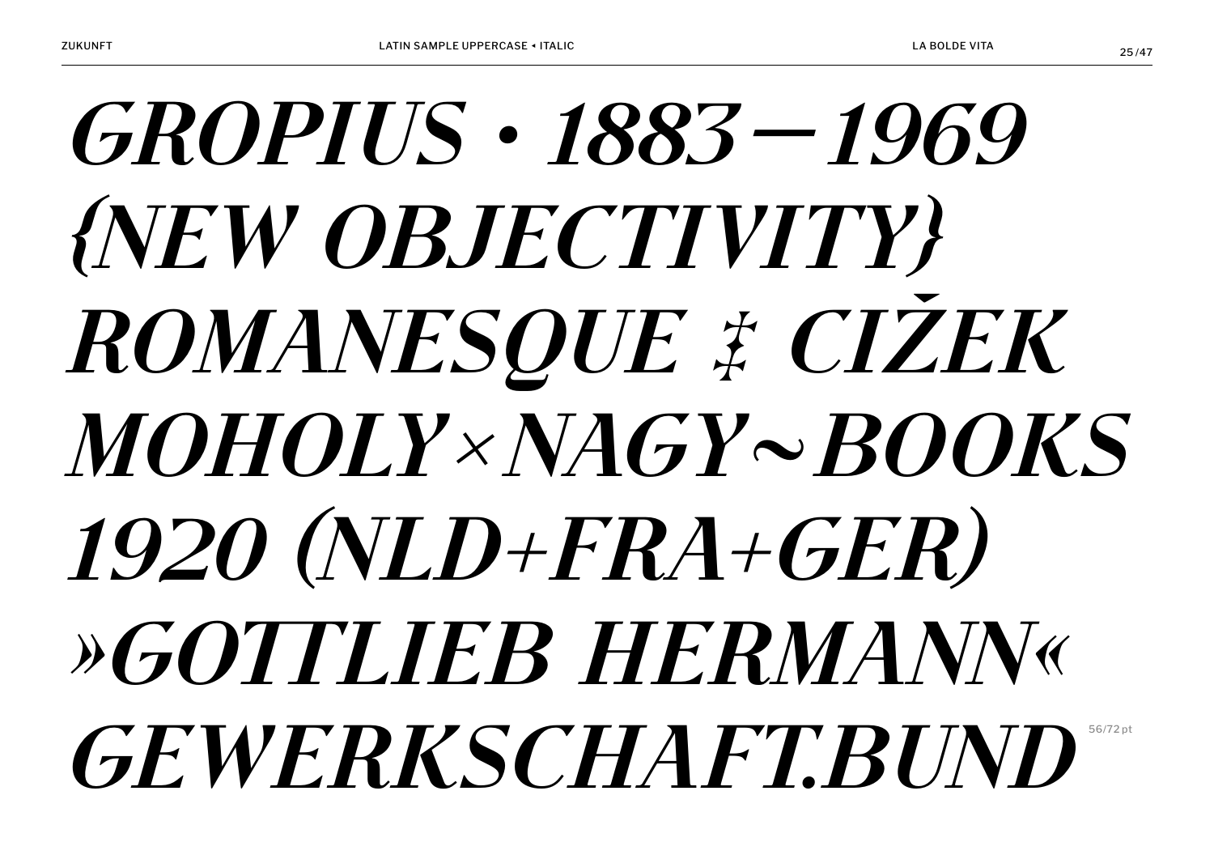*GROPIUS • 1883—1969*
*{NEW OBJECTIVITY}*
*ROMANESQUE ‡ CIŽEK*
*MOHOLY×NAGY~BOOKS*
*1920 (NLD+FRA+GER)*
*»GOTTLIEB HERMANN«*
*GEWERKSCHAFT.BUND*

56/72 pt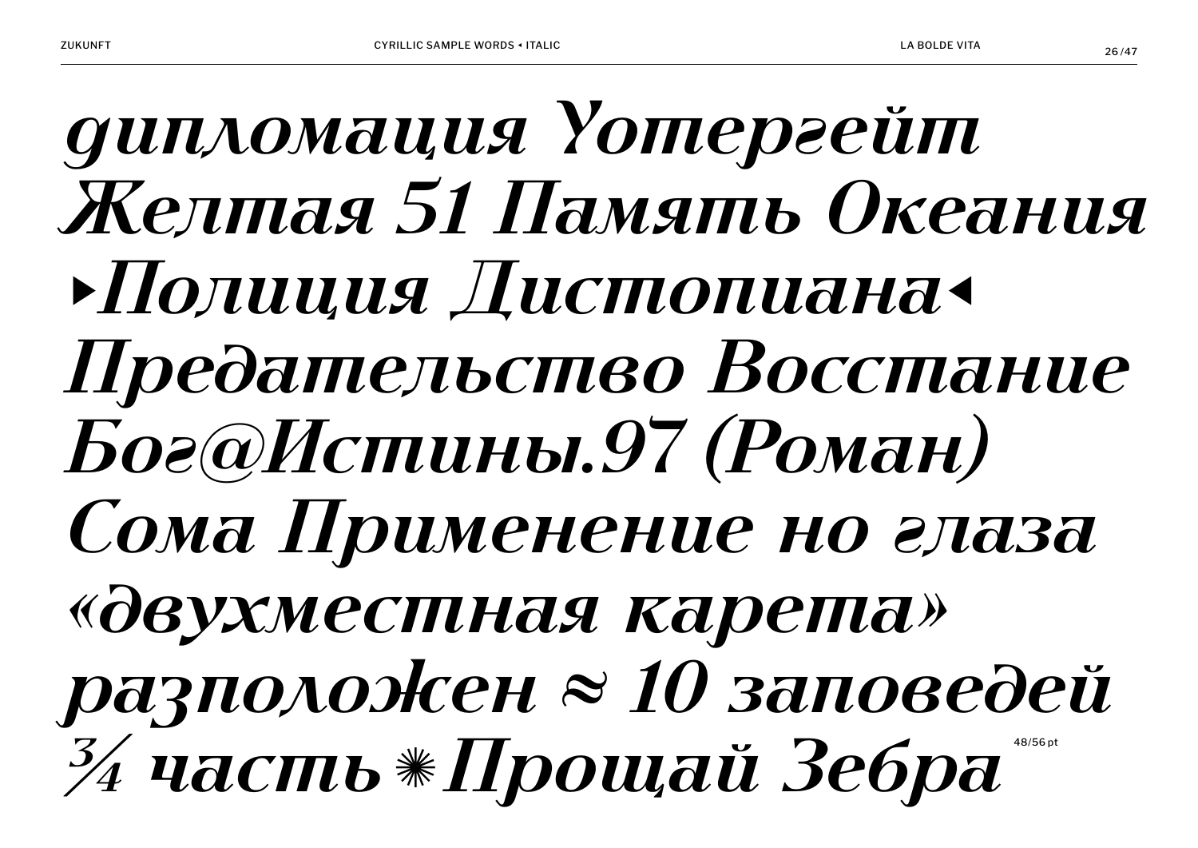*дипломация Уотергейт Желтая 51 Память Океания ▸Полиция Дистопиана◂ Предательство Восстание Бог@Истины.97 (Роман) Сома Применение но глаза «двухместная карета» разположен ≈ 10 заповедей ¾ часть ✺ Прощай Зебра*

48/56 pt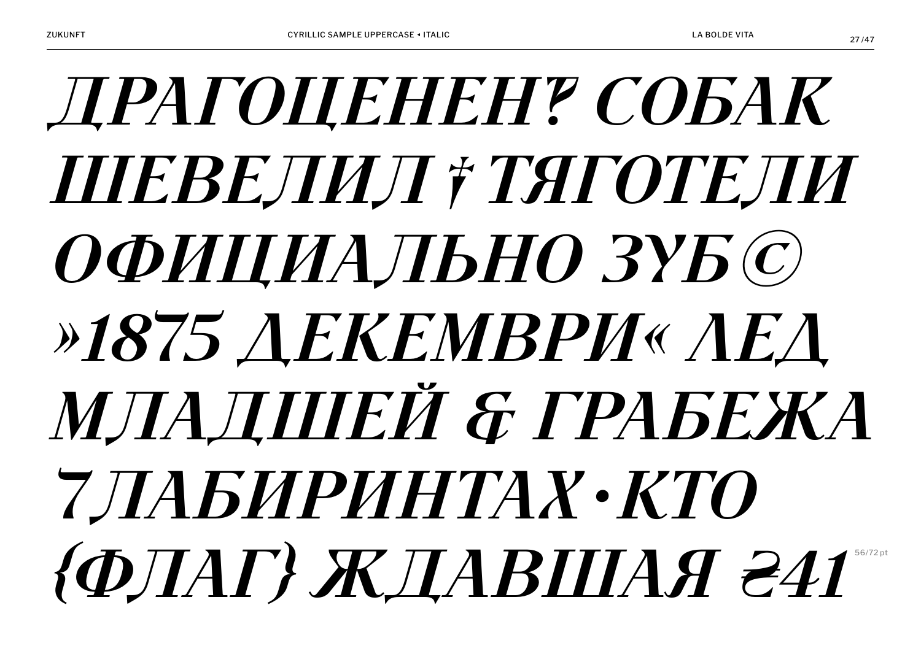*ДРАГОЦЕНЕНЎ СОБАК ШЕВЕЛИЛ ‡ ТЯГОТЕЛИ ОФИЦИАЛЬНО ЗҮБ © »1875 ДЕКЕМВРИ« ЛЕД МЛАДШЕЙ & ГРАБЕЖА 7 ЛАБИРИНТАХ · КТО {ФЛАГ} ЖДАВШАЯ ₴41*

56/72 pt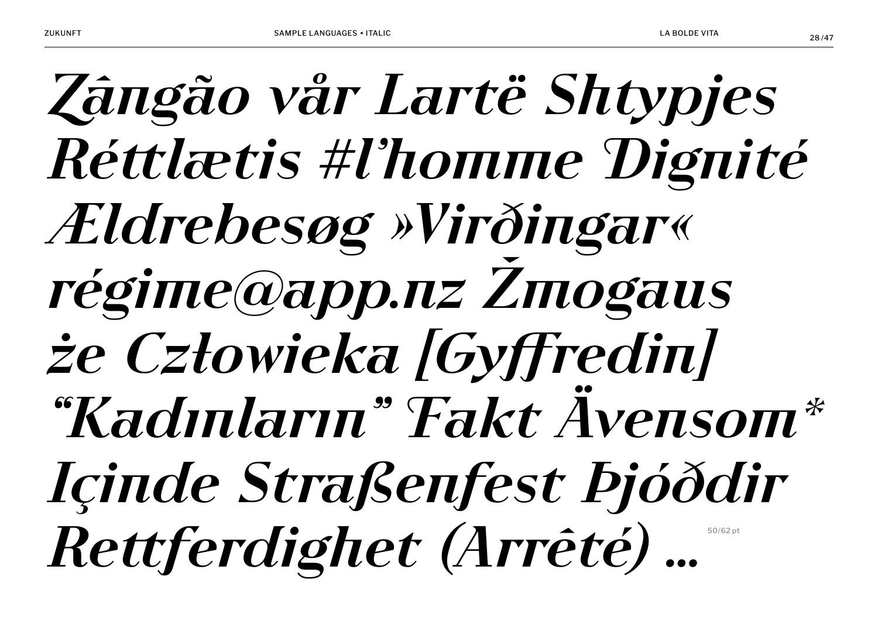*Zângão vår Lartë Shtypjes Réttlætis #l’homme Dignité Ældrebesøg »Virðingar« régime@app.nz Žmogaus że Człowieka [Gyffredin] “Kadınların” Fakt Ävensom* Içinde Straßenfest Þjóððir Rettferdighet (Arrêté) …*

50/62 pt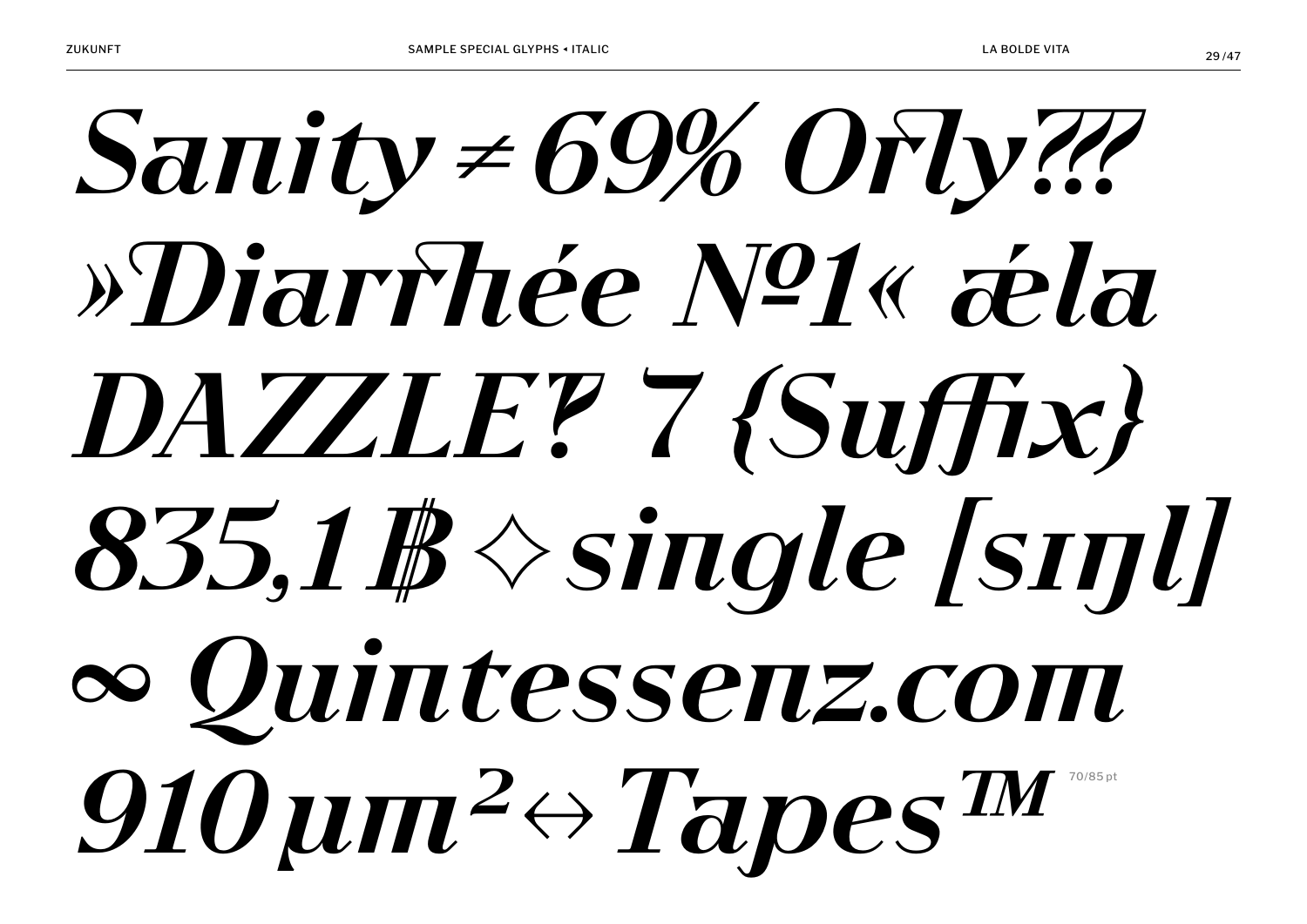*Sanity ≠ 69% Orly⁇*

*»Diarrhée №1« ǽla*

*DAZZLE‽ 7 {Suffix}*

*835,1 ฿ ✧ single [sɪŋl]*

*∞ Quintessenz.com*

*910 µm² ↔ Tapes™*

70/85 pt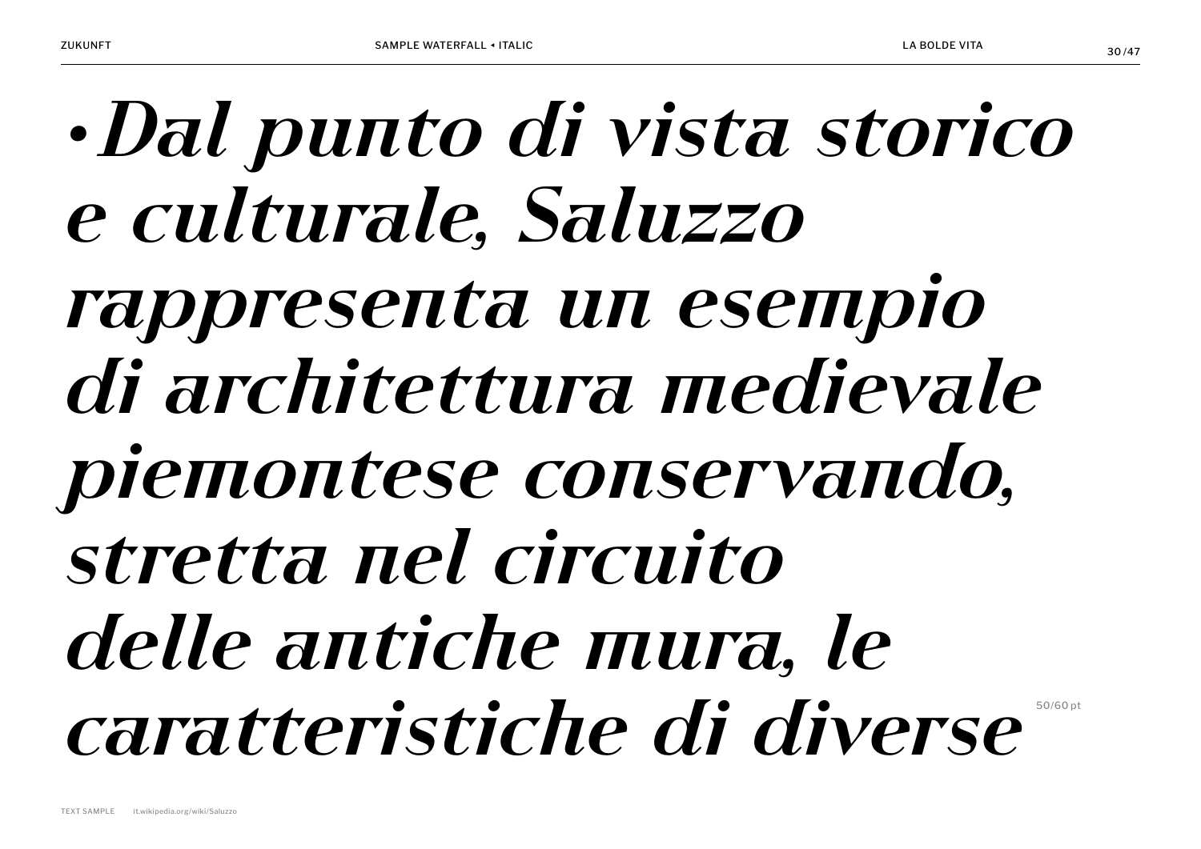*•Dal punto di vista storico e culturale, Saluzzo rappresenta un esempio di architettura medievale piemontese conservando, stretta nel circuito delle antiche mura, le caratteristiche di diverse*

50/60 pt

TEXT SAMPLE it.wikipedia.org/wiki/Saluzzo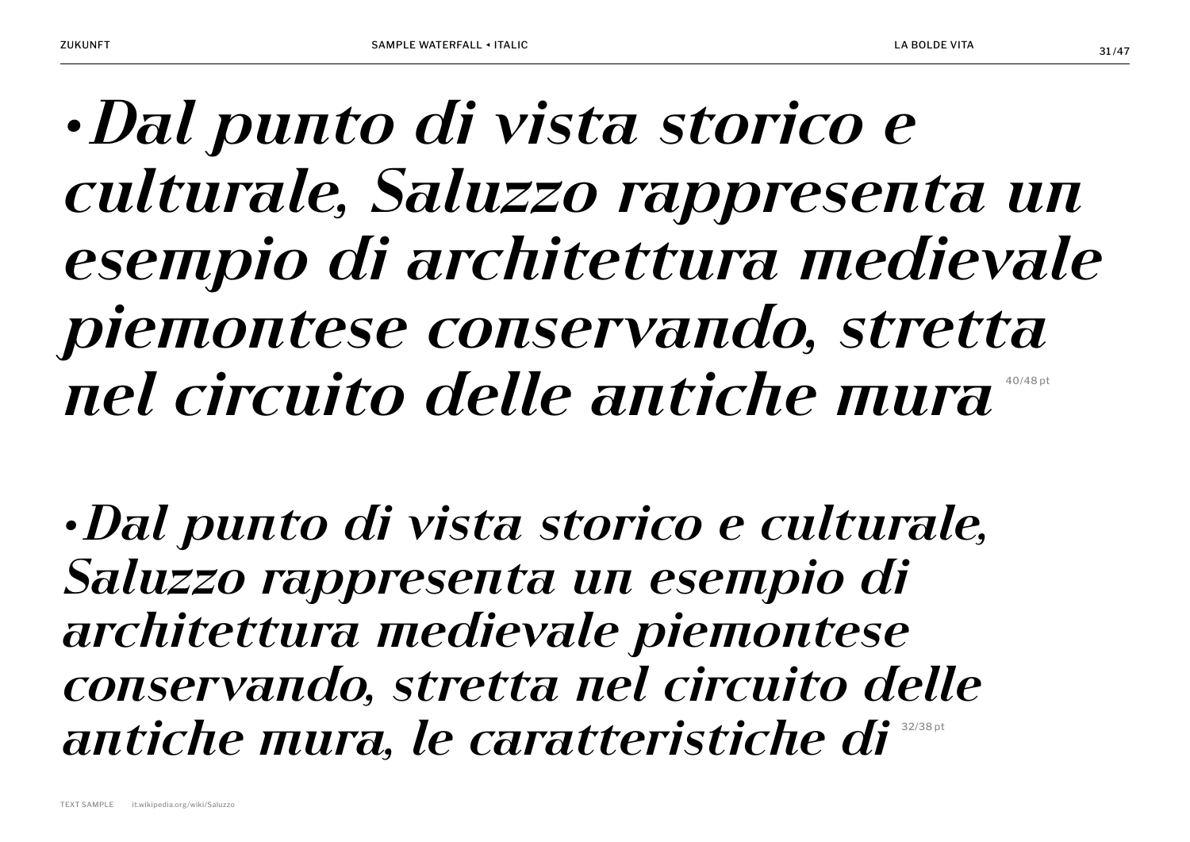*•Dal punto di vista storico e culturale, Saluzzo rappresenta un esempio di architettura medievale piemontese conservando, stretta nel circuito delle antiche mura* 40/48 pt

*•Dal punto di vista storico e culturale, Saluzzo rappresenta un esempio di architettura medievale piemontese conservando, stretta nel circuito delle antiche mura, le caratteristiche di* 32/38 pt

TEXT SAMPLE it.wikipedia.org/wiki/Saluzzo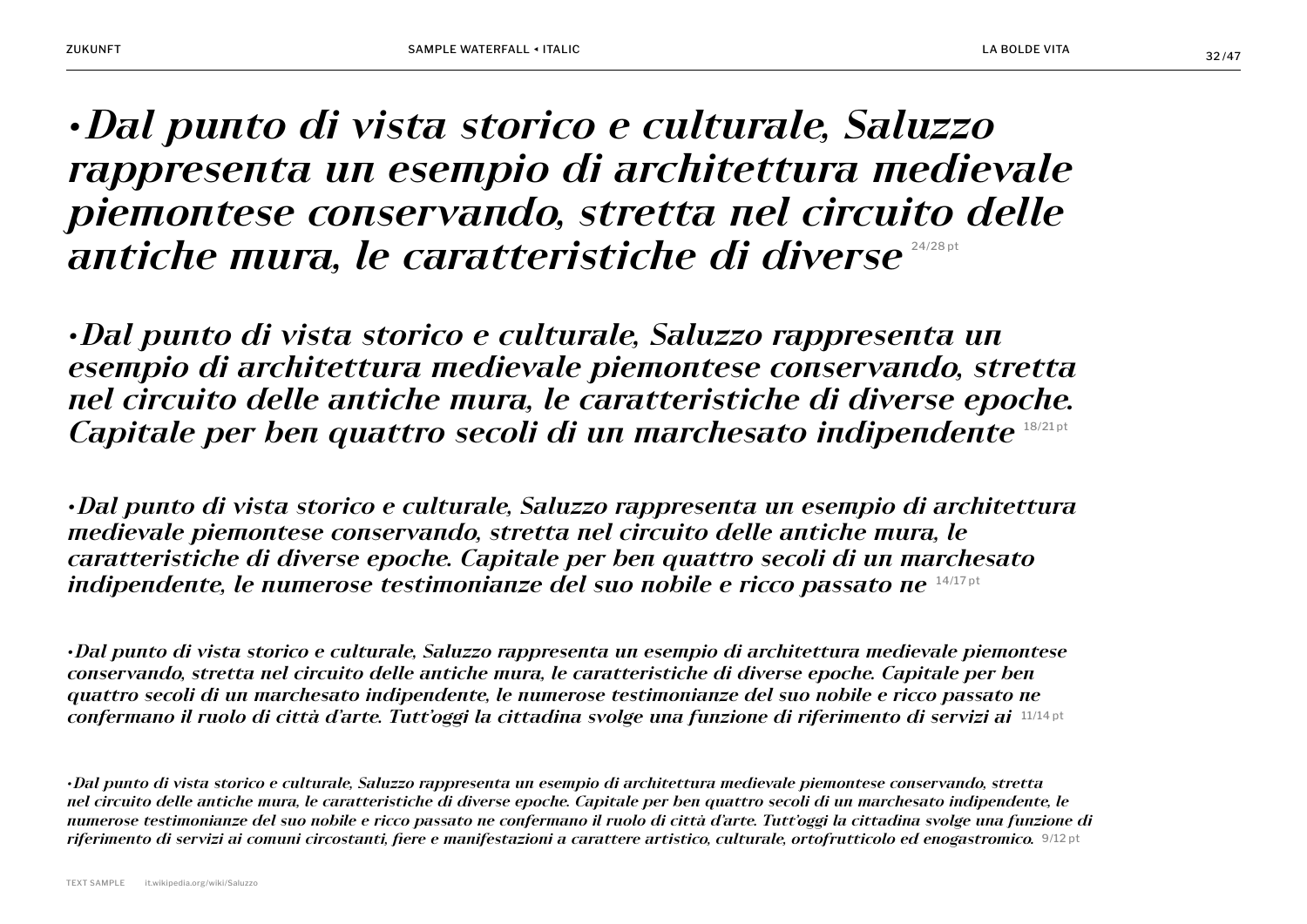*•Dal punto di vista storico e culturale, Saluzzo rappresenta un esempio di architettura medievale piemontese conservando, stretta nel circuito delle antiche mura, le caratteristiche di diverse* 24/28 pt

*•Dal punto di vista storico e culturale, Saluzzo rappresenta un esempio di architettura medievale piemontese conservando, stretta nel circuito delle antiche mura, le caratteristiche di diverse epoche. Capitale per ben quattro secoli di un marchesato indipendente* 18/21 pt

*•Dal punto di vista storico e culturale, Saluzzo rappresenta un esempio di architettura medievale piemontese conservando, stretta nel circuito delle antiche mura, le caratteristiche di diverse epoche. Capitale per ben quattro secoli di un marchesato indipendente, le numerose testimonianze del suo nobile e ricco passato ne* 14/17 pt

*•Dal punto di vista storico e culturale, Saluzzo rappresenta un esempio di architettura medievale piemontese conservando, stretta nel circuito delle antiche mura, le caratteristiche di diverse epoche. Capitale per ben quattro secoli di un marchesato indipendente, le numerose testimonianze del suo nobile e ricco passato ne confermano il ruolo di città d'arte. Tutt'oggi la cittadina svolge una funzione di riferimento di servizi ai* 11/14 pt

*•Dal punto di vista storico e culturale, Saluzzo rappresenta un esempio di architettura medievale piemontese conservando, stretta nel circuito delle antiche mura, le caratteristiche di diverse epoche. Capitale per ben quattro secoli di un marchesato indipendente, le numerose testimonianze del suo nobile e ricco passato ne confermano il ruolo di città d'arte. Tutt'oggi la cittadina svolge una funzione di riferimento di servizi ai comuni circostanti, fiere e manifestazioni a carattere artistico, culturale, ortofrutticolo ed enogastromico.* 9/12 pt

TEXT SAMPLE it.wikipedia.org/wiki/Saluzzo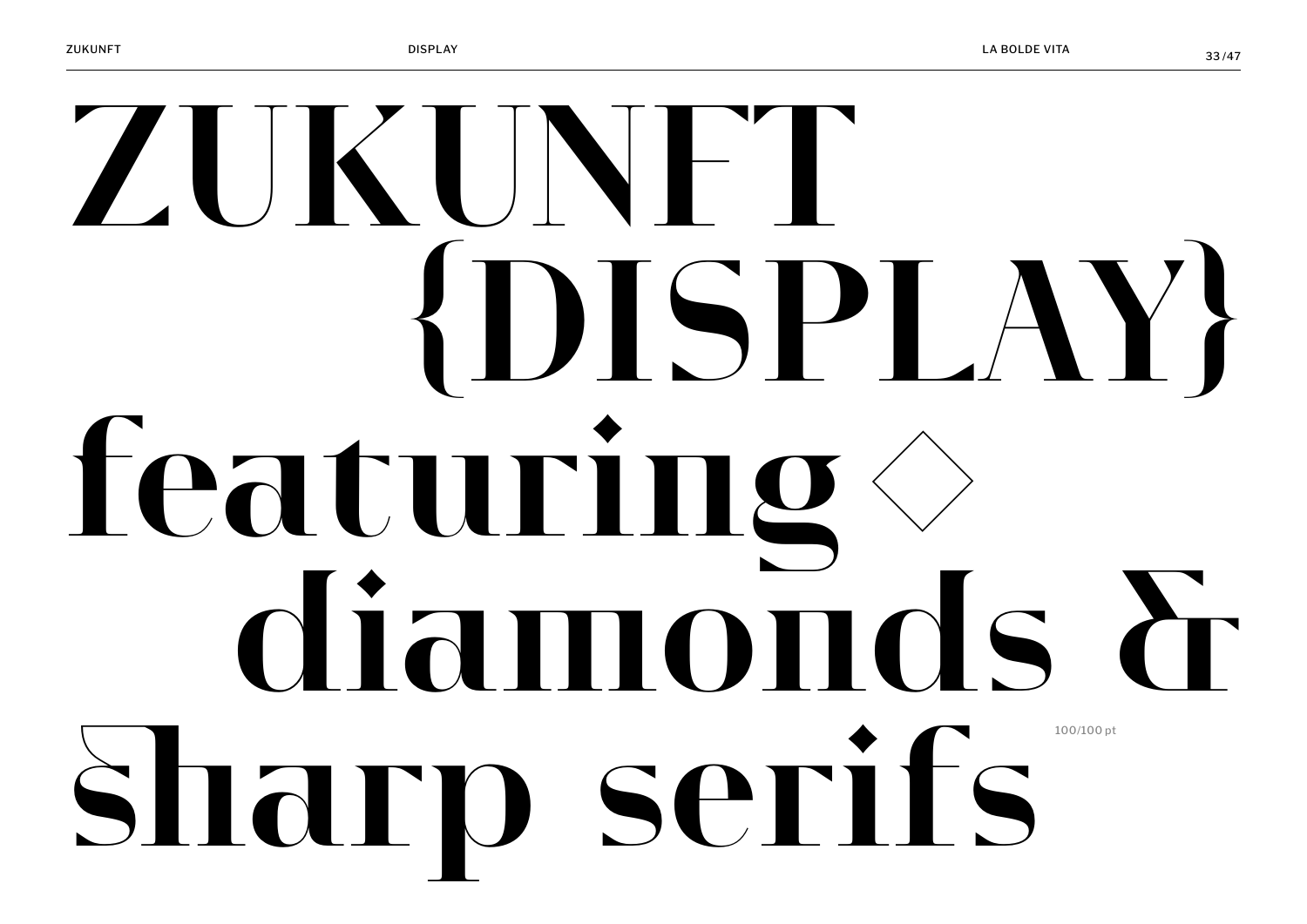# ZUKUNFT {DISPLAY} featuring ◇ diamonds & sharp serifs

100/100 pt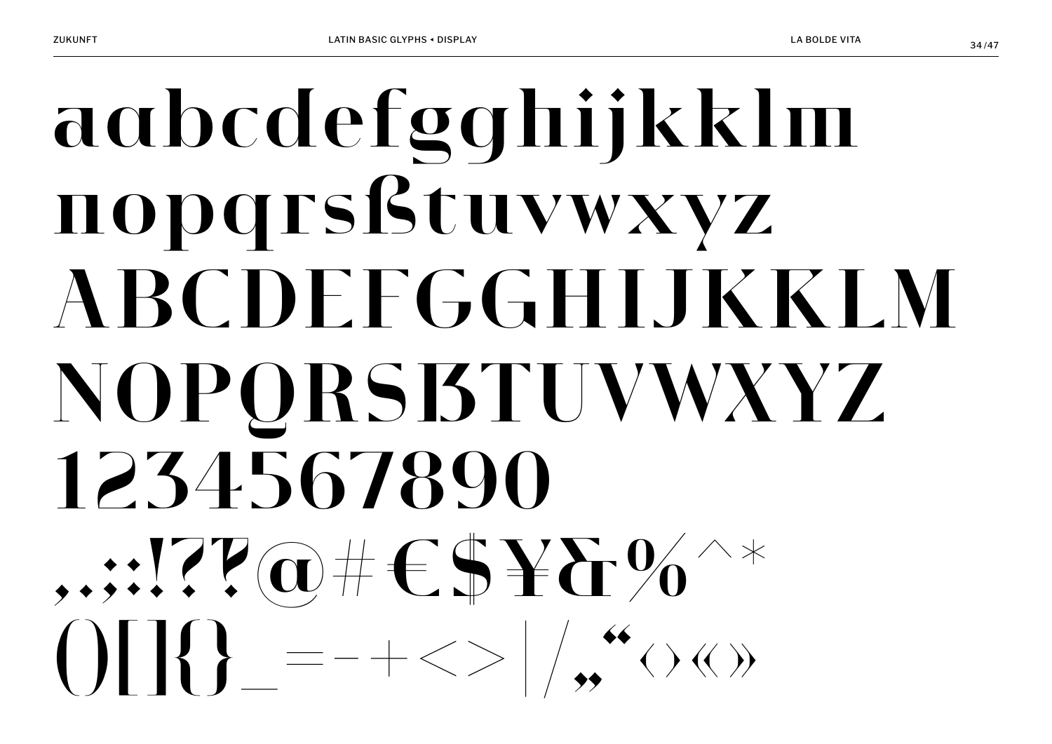aabcdefgghijkklm

nopqrsßtuvwxyz

ABCDEFGGHIJKKLM

NOPQRSẞTUVWXYZ

1234567890

,.;:!??@#€$¥&%/^*

()[]{}_=-+<>|/„“‹›«»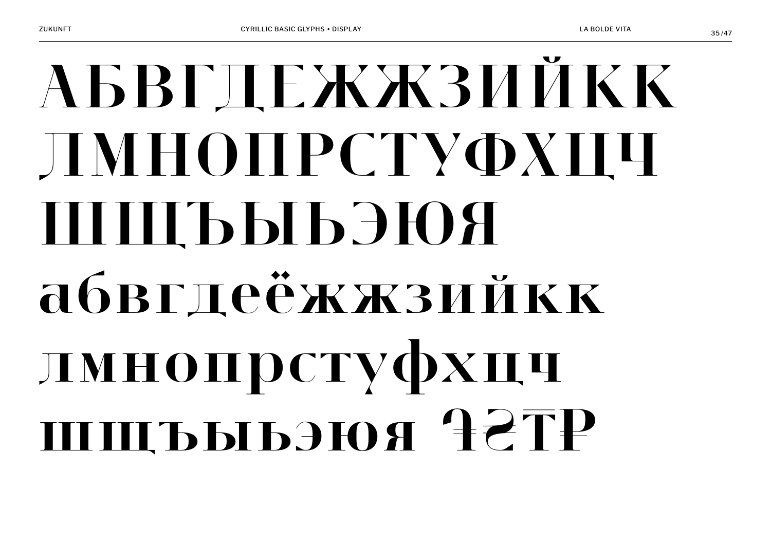АБВГДЕЖӜЗИЙКҚ
ЛМНОПРСТУФХЦЧ
ШЩЪЫЬЭЮЯ
абвгдеёжӝзийкқ
лмнопрстуфхцч
шщъыьэюя ₴₸₽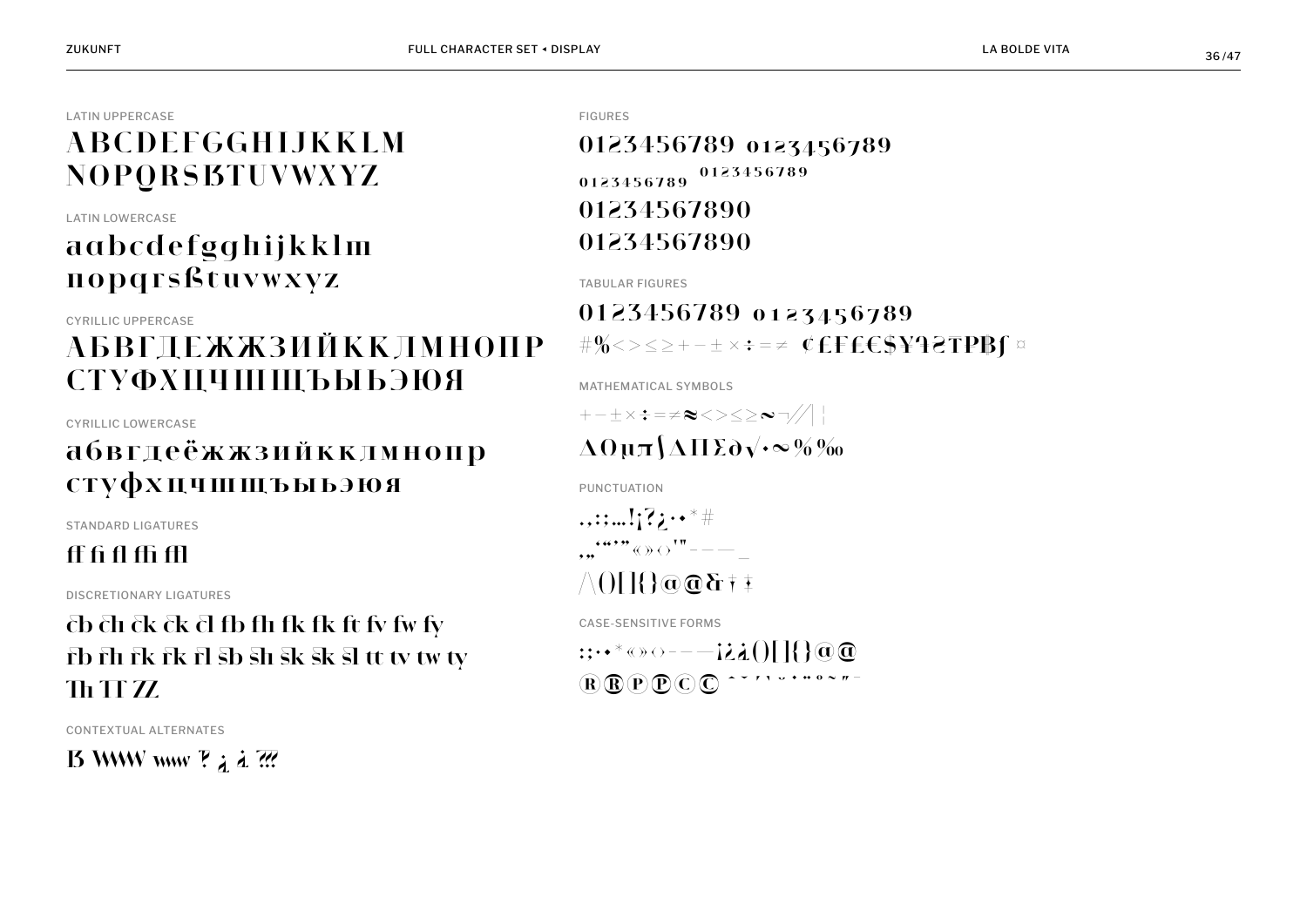LATIN UPPERCASE

ABCDEFGGHIJKKLM
NOPQRSẞTUVWXYZ

LATIN LOWERCASE

aαbcdefgghijkklm
nopqrsßtuvwxyz

CYRILLIC UPPERCASE

АБВГДЕЖЖЗИЙКҚЛМНОПР
СТУФХЦЧШЩЪЫЬЭЮЯ

CYRILLIC LOWERCASE

абвгдеёжжзийккимнопр
стуфхцчшщъыьэюя

STANDARD LIGATURES

ff fi fl ffi ffl

DISCRETIONARY LIGATURES

cb ch ck ck cl fb fh fk fk ft fv fw fy
rb rh rk rk rl sb sh sk sk sl tt tv tw ty
Th TT ZZ

CONTEXTUAL ALTERNATES

ẞ WWW www ‽ ¿ ¿ ???

FIGURES

0123456789 0123456789
0123456789 0123456789
01234567890
01234567890

TABULAR FIGURES

0123456789 0123456789
#%<>≤≥+−±×÷=≠ ¢£₣€$¥₰₴₮₽₿ƒ ¤

MATHEMATICAL SYMBOLS

+−±×÷=≠≈<>≤≥~¬/∕|¦
ΔΩµπ∫∆∏∑∂√·∞%‰

PUNCTUATION

.,:;…!¡?¿·•*#
,„‘“’”«»‹›'"-–—_
/\()[]{}@@&†‡

CASE-SENSITIVE FORMS

:;·•*«»‹›-–—¡¿¿()[]{}@@
®®℗℗©© ˆˇ´`˘˙¨˚˜˝¯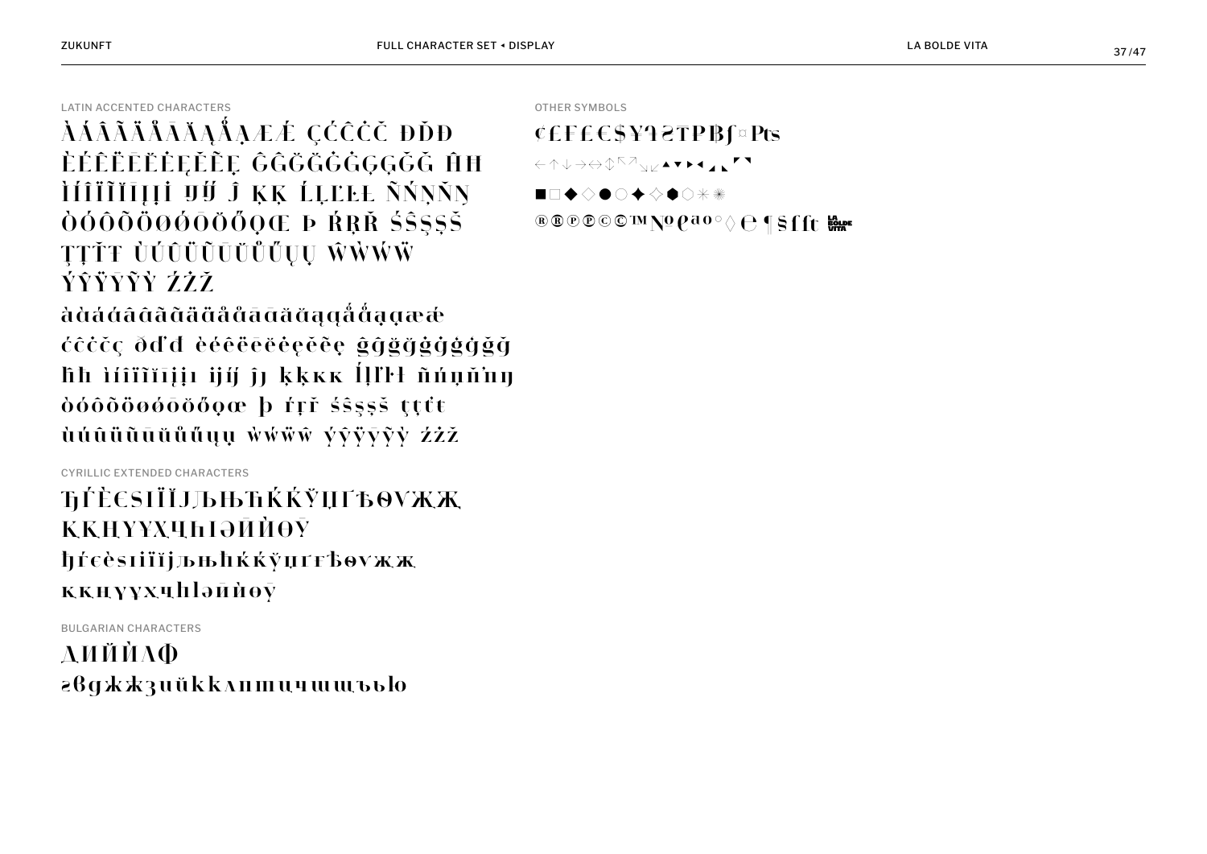LATIN ACCENTED CHARACTERS

ÀÁÂÃÄÅĀĂĄǺĄ̈ÆǼ ÇĆĈĊČ ÐĎĐ
ÈÉÊËĒĔĖĘĚẼĘ̈ ĜĞĠĢĞĜĠĢĞĞ ĤĦ
ÌÍÎÏĨĪĮİ ĲĲ́ Ĵ ĶĶ ĹĻĽŁ ÑŃŅŇŊ
ÒÓÔÕÖØǾŌŎŐỌŒ Þ ŔŖŘ ŚŜŞȘŠ
ŢȚŤŦ ÙÚÛÜŨŪŬŮŰŲỤ ŴẀẂẄ
ÝŶŸȲỸỲ ŹŻŽ

àȧáǻââããäåǻāāăăąąǻǻąąæǽ
ćĉċčç ðďđ èéêëēėęěẽę ĝğġģğĝġģğğ
ĥħ ìíîïĩīįịı ĳĳ́ ĵȷ ķķĸĸ ĺļľŀł ñńņňŋ
òóôõöøǿōŏőọœ þ ŕŗř śŝşșš ţțťŧ
ùúûüũūŭůűųụ ẁẃẅŵ ýŷÿȳỹỳ źżž

CYRILLIC EXTENDED CHARACTERS

ЂЃЀЄЅІЇЍЈЉЊЋЌЌЎЏҐЂѲѴЖҖ
ҚҚҢҮҰХҶҺӀӘӢӤӨӮ
ђѓѐєѕіїѝјљњћќќўџґђѳѵжҗ
ққңүұхҷһӏәӣӥөӯ

BULGARIAN CHARACTERS

ДИЙЍЛФ
вбдгжжзийкклптцчшщъью

OTHER SYMBOLS

¢£F£€$¥₹₴₸₽₿ƒ¤₧
←↑↓→↔↕↖↗↘↙▲▼▶◀◢◣◤◥
■□◆◇●○✦✧⬢⬡✳✴
®®℗℗©©™№℮ªº°◊℮¶§ffft LA BOLDE VITA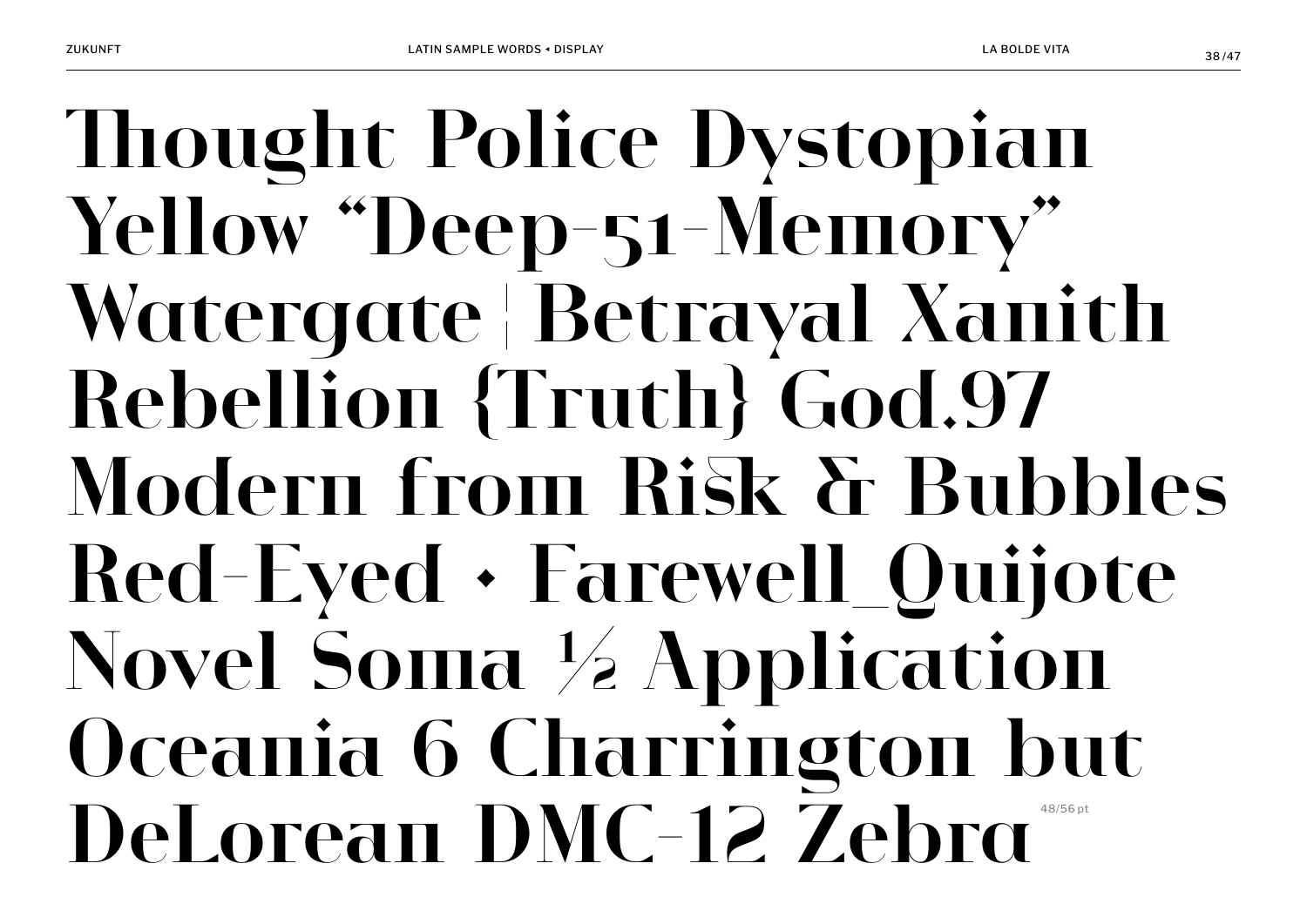Thought Police Dystopian
Yellow “Deep-51-Memory”
Watergate ¦ Betrayal Xanith
Rebellion {Truth} God.97
Modern from Risk & Bubbles
Red-Eyed • Farewell_Quijote
Novel Soma ½ Application
Oceania 6 Charrington but
DeLorean DMC-12 Zebra

48/56 pt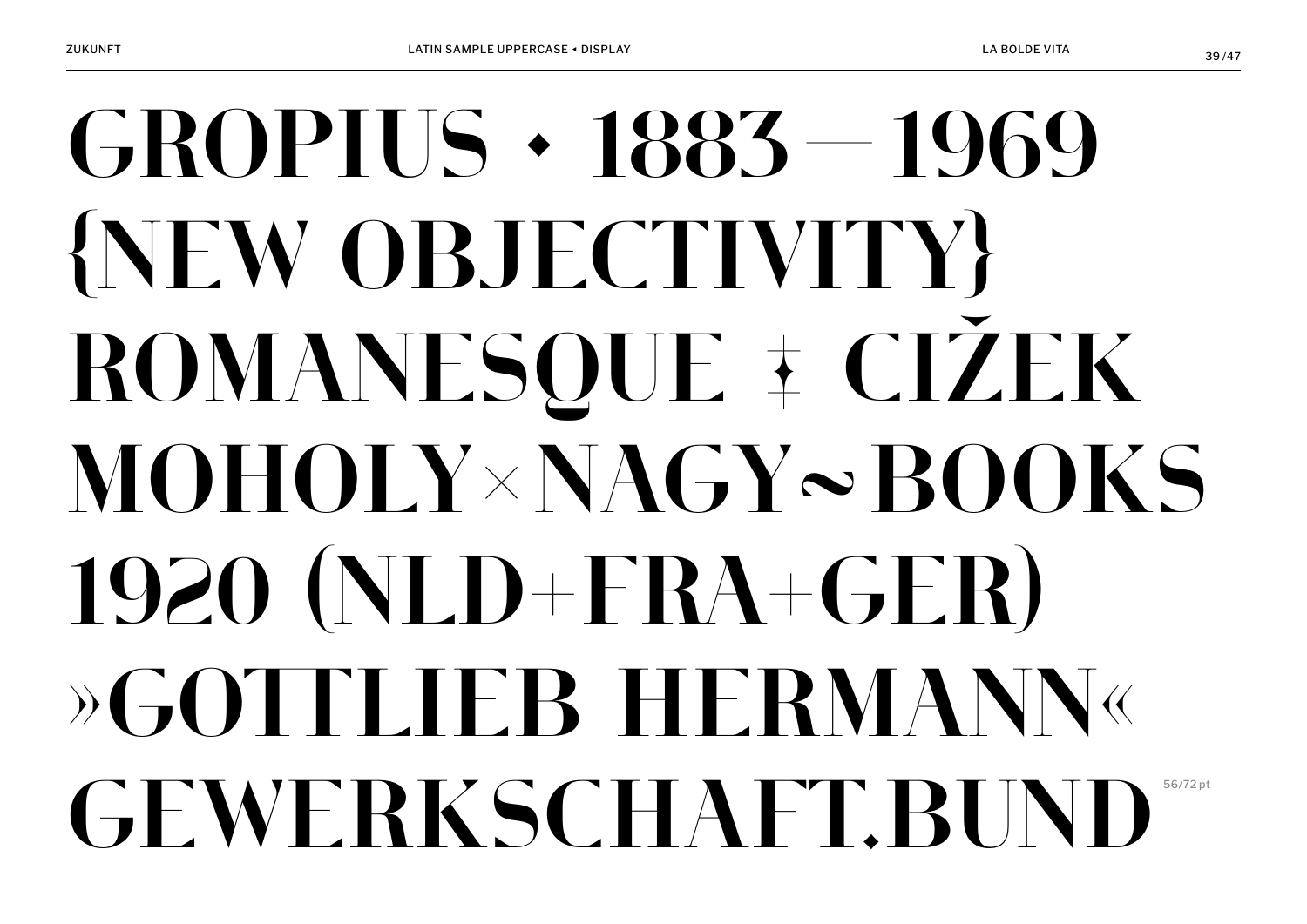GROPIUS • 1883 — 1969
{NEW OBJECTIVITY}
ROMANESQUE ‡ CIŽEK
MOHOLY × NAGY ~ BOOKS
1920 (NLD+FRA+GER)
»GOTTLIEB HERMANN«
GEWERKSCHAFT.BUND

56/72 pt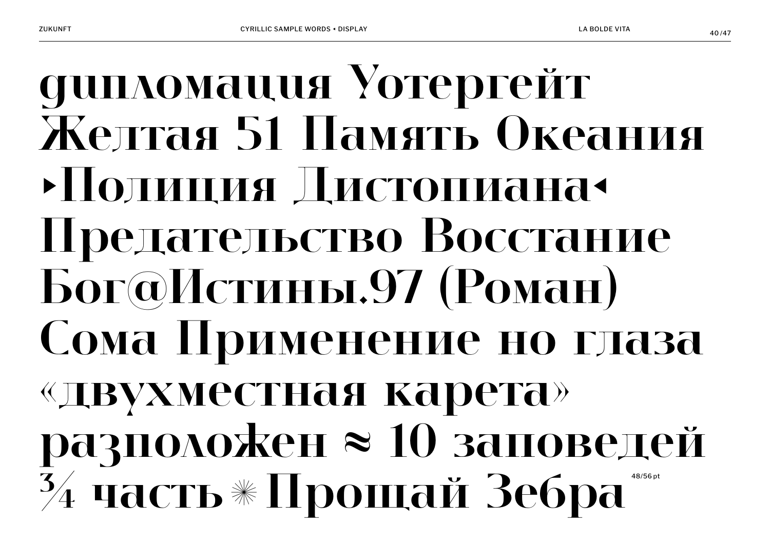дипломация Уотергейт
Желтая 51 Память Океания
▸Полиция Дистопиана◂
Предательство Восстание
Бог@Истины.97 (Роман)
Сома Применение но глаза
«двухместная карета»
разположен ≈ 10 заповедей
¾ часть ✳ Прощай Зебра

48/56 pt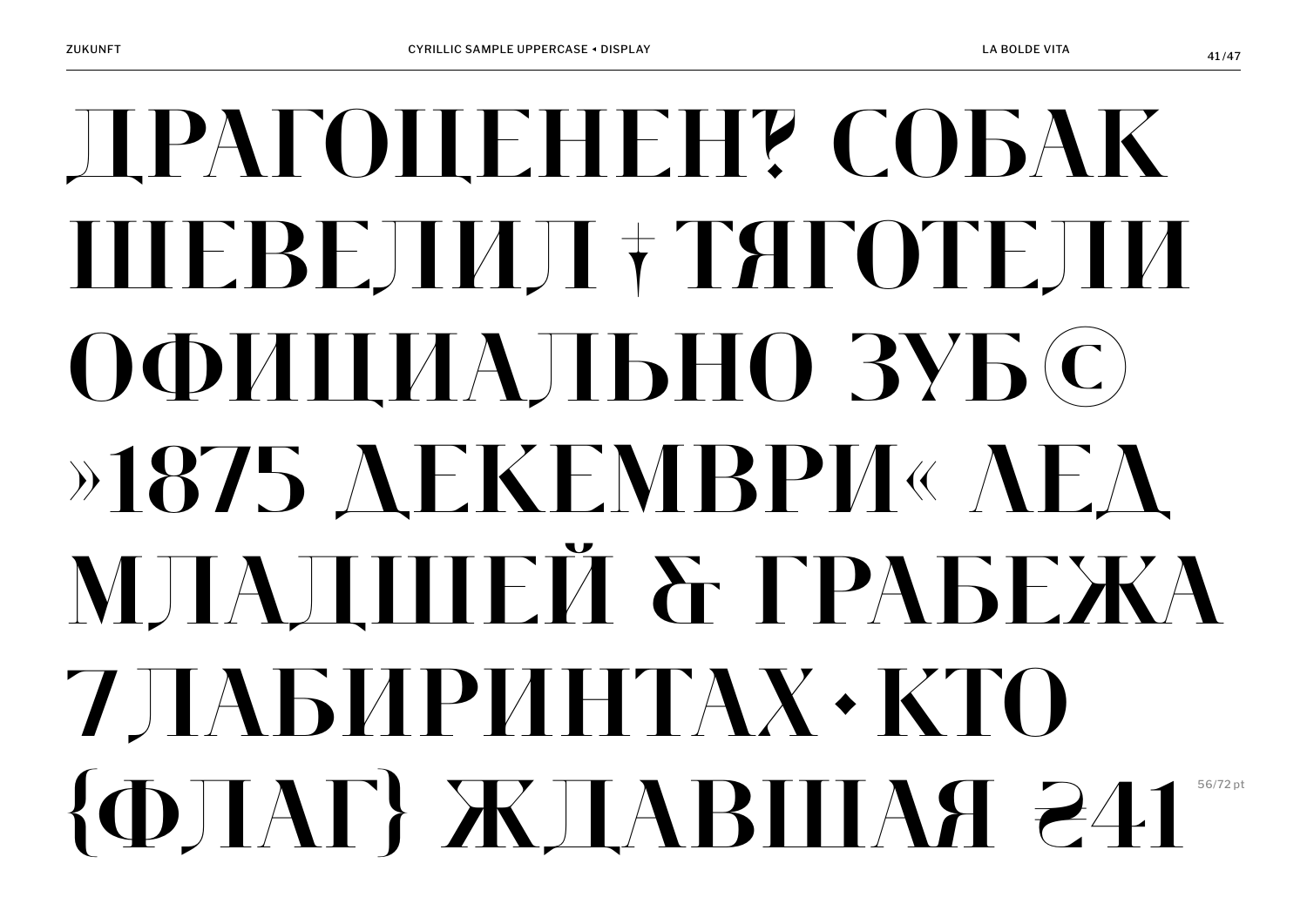ДРАГОЦЕНЕНҐ СОБАК ШЕВЕЛИЛ † ТЯГОТЕЛИ ОФИЦИАЛЬНО ЗУБ © »1875 ДЕКЕМВРИ« ЛЕД МЛАДШЕЙ & ГРАБЕЖА 7 ЛАБИРИНТАХ • КТО {ФЛАГ} ЖДАВШАЯ ₴41

56/72 pt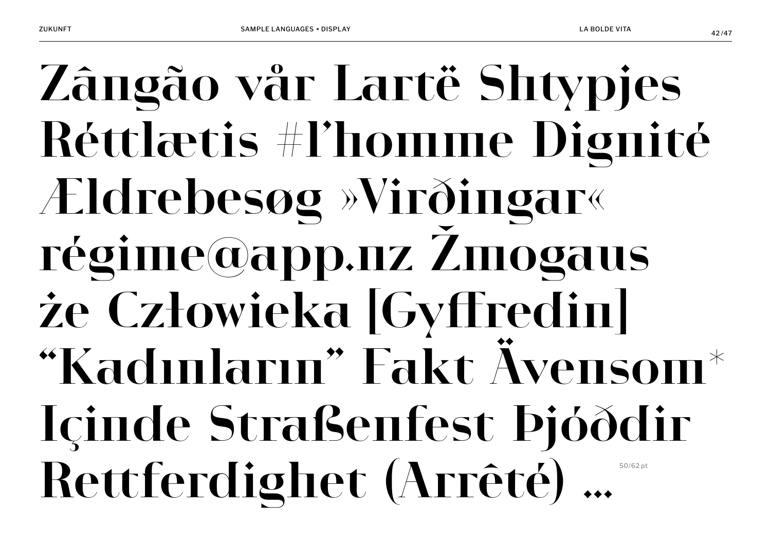Zângão vår Lartë Shtypjes
Réttlætis #l’homme Dignité
Ældrebesøg »Virðingar«
régime@app.nz Žmogaus
że Człowieka [Gyffredin]
“Kadınların” Fakt Ävensom*
Içinde Straßenfest Þjóððdir
Rettferdighet (Arrêté) …

50/62 pt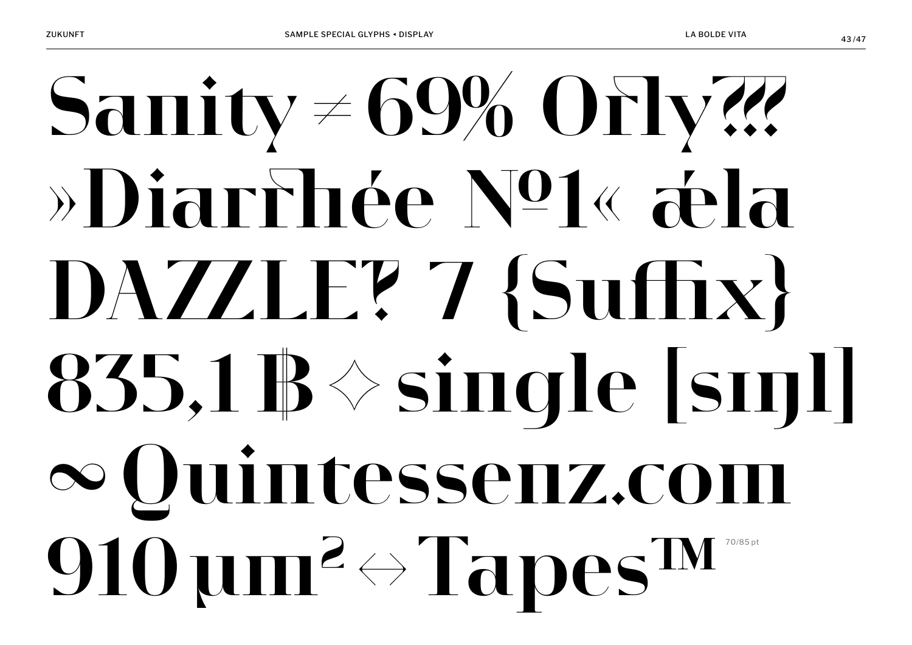Sanity ≠ 69% Orly⁇

»Diarrhée №1« æla

DAZZLE‽ 7 {Suffix}

835,1 ฿ ✧ single [sɪŋl]

∞ Quintessenz.com

910 µm² ↔ Tapes™

70/85 pt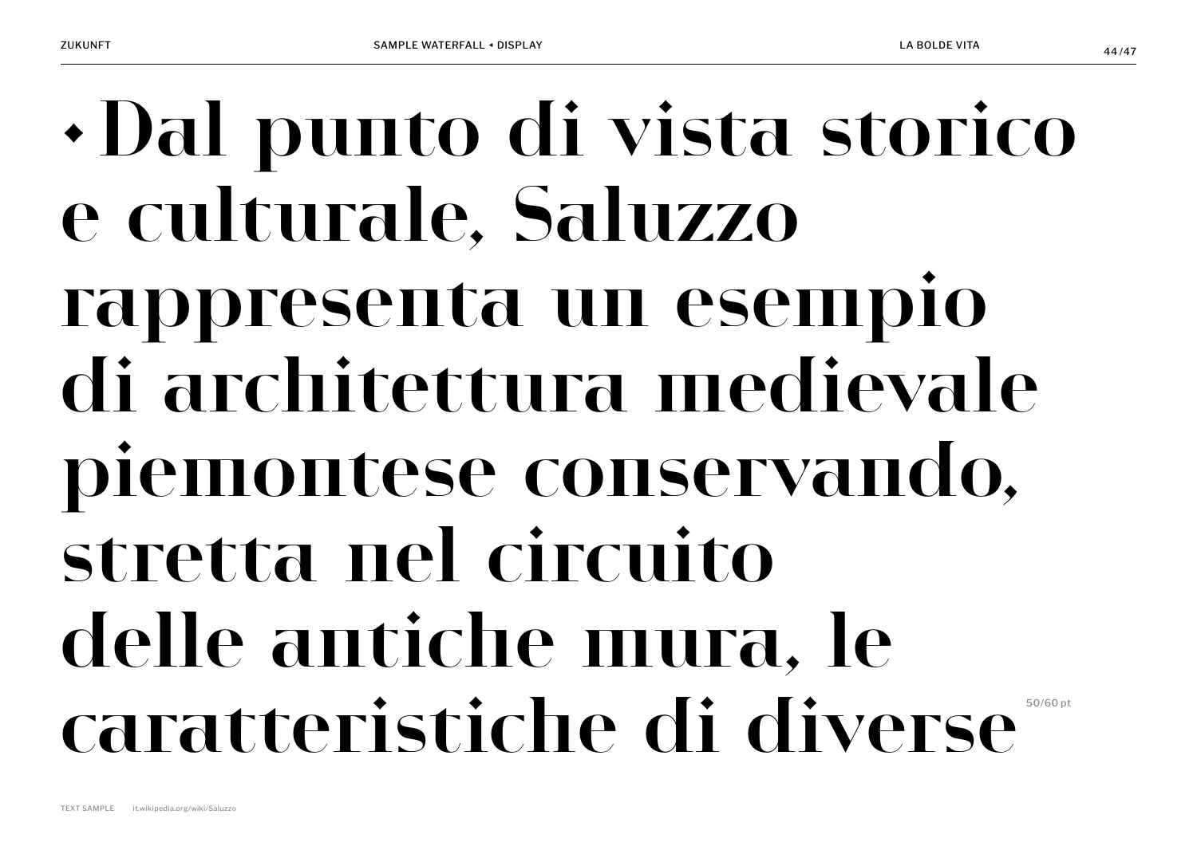◆ Dal punto di vista storico e culturale, Saluzzo rappresenta un esempio di architettura medievale piemontese conservando, stretta nel circuito delle antiche mura, le caratteristiche di diverse

50/60 pt

TEXT SAMPLE it.wikipedia.org/wiki/Saluzzo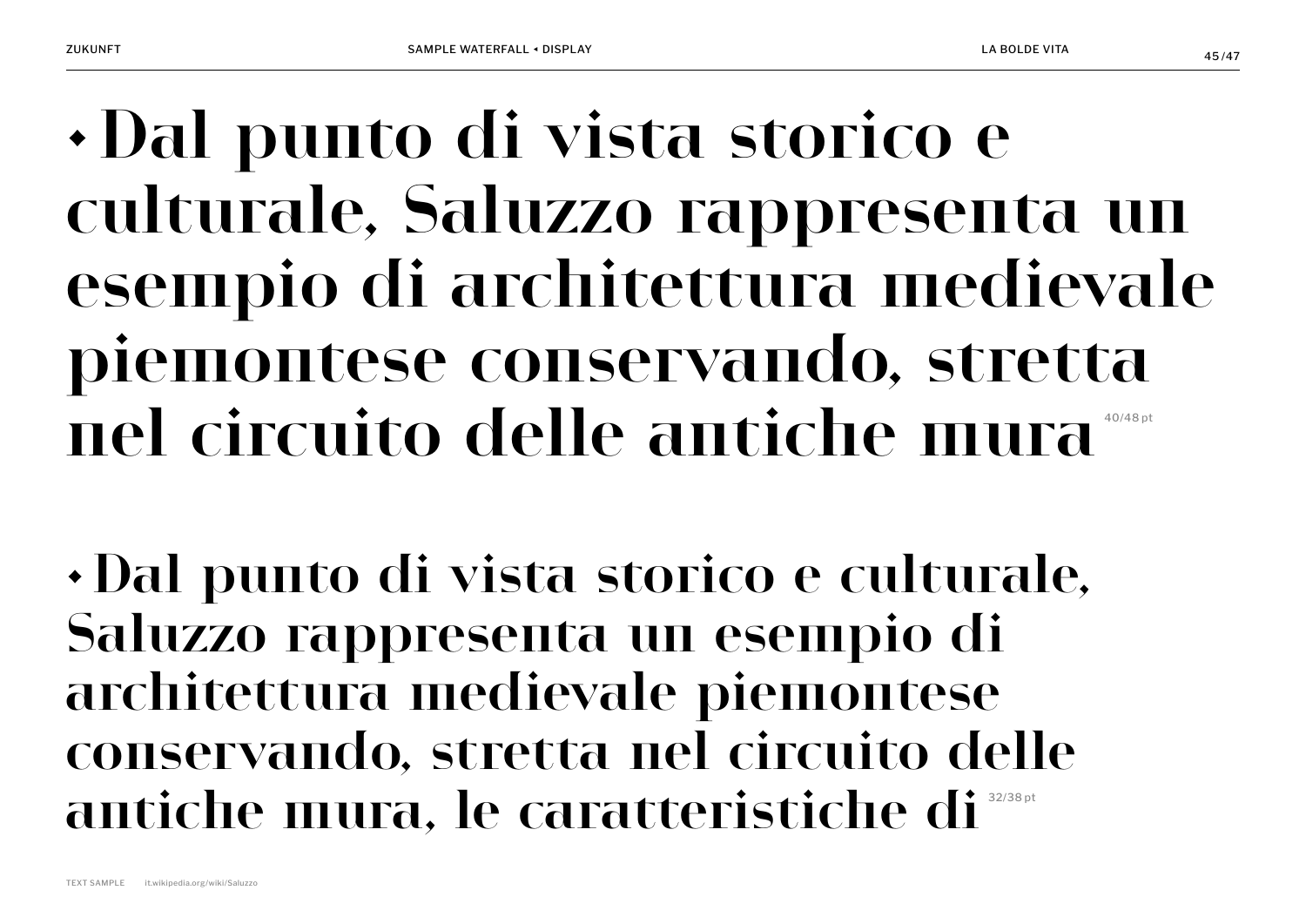◆ Dal punto di vista storico e culturale, Saluzzo rappresenta un esempio di architettura medievale piemontese conservando, stretta nel circuito delle antiche mura 40/48 pt

◆ Dal punto di vista storico e culturale, Saluzzo rappresenta un esempio di architettura medievale piemontese conservando, stretta nel circuito delle antiche mura, le caratteristiche di 32/38 pt

TEXT SAMPLE it.wikipedia.org/wiki/Saluzzo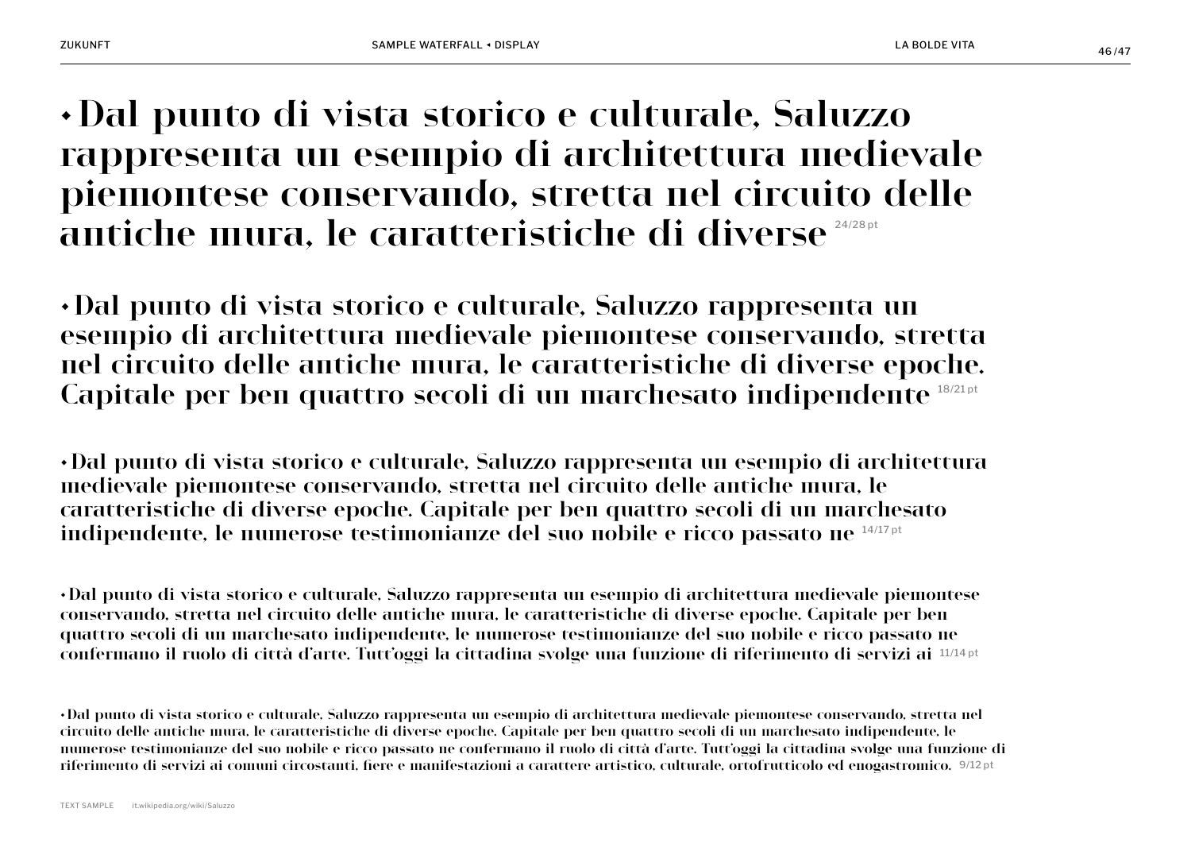ZUKUNFT — SAMPLE WATERFALL • DISPLAY — LA BOLDE VITA

• Dal punto di vista storico e culturale, Saluzzo rappresenta un esempio di architettura medievale piemontese conservando, stretta nel circuito delle antiche mura, le caratteristiche di diverse 24/28 pt

• Dal punto di vista storico e culturale, Saluzzo rappresenta un esempio di architettura medievale piemontese conservando, stretta nel circuito delle antiche mura, le caratteristiche di diverse epoche. Capitale per ben quattro secoli di un marchesato indipendente 18/21 pt

• Dal punto di vista storico e culturale, Saluzzo rappresenta un esempio di architettura medievale piemontese conservando, stretta nel circuito delle antiche mura, le caratteristiche di diverse epoche. Capitale per ben quattro secoli di un marchesato indipendente, le numerose testimonianze del suo nobile e ricco passato ne 14/17 pt

• Dal punto di vista storico e culturale, Saluzzo rappresenta un esempio di architettura medievale piemontese conservando, stretta nel circuito delle antiche mura, le caratteristiche di diverse epoche. Capitale per ben quattro secoli di un marchesato indipendente, le numerose testimonianze del suo nobile e ricco passato ne confermano il ruolo di città d'arte. Tutt'oggi la cittadina svolge una funzione di riferimento di servizi ai 11/14 pt

• Dal punto di vista storico e culturale, Saluzzo rappresenta un esempio di architettura medievale piemontese conservando, stretta nel circuito delle antiche mura, le caratteristiche di diverse epoche. Capitale per ben quattro secoli di un marchesato indipendente, le numerose testimonianze del suo nobile e ricco passato ne confermano il ruolo di città d'arte. Tutt'oggi la cittadina svolge una funzione di riferimento di servizi ai comuni circostanti, fiere e manifestazioni a carattere artistico, culturale, ortofrutticolo ed enogastromico. 9/12 pt

TEXT SAMPLE it.wikipedia.org/wiki/Saluzzo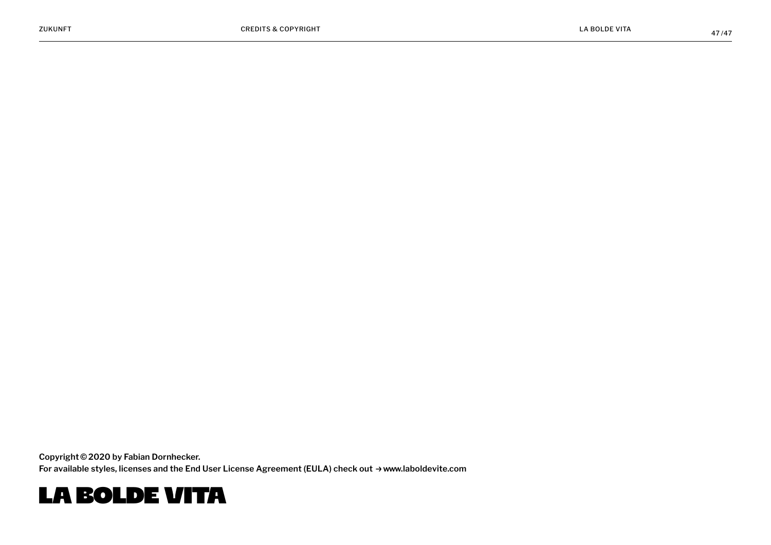**Copyright © 2020 by Fabian Dornhecker.**
**For available styles, licenses and the End User License Agreement (EULA) check out → www.laboldevite.com**

# LA BOLDE VITA